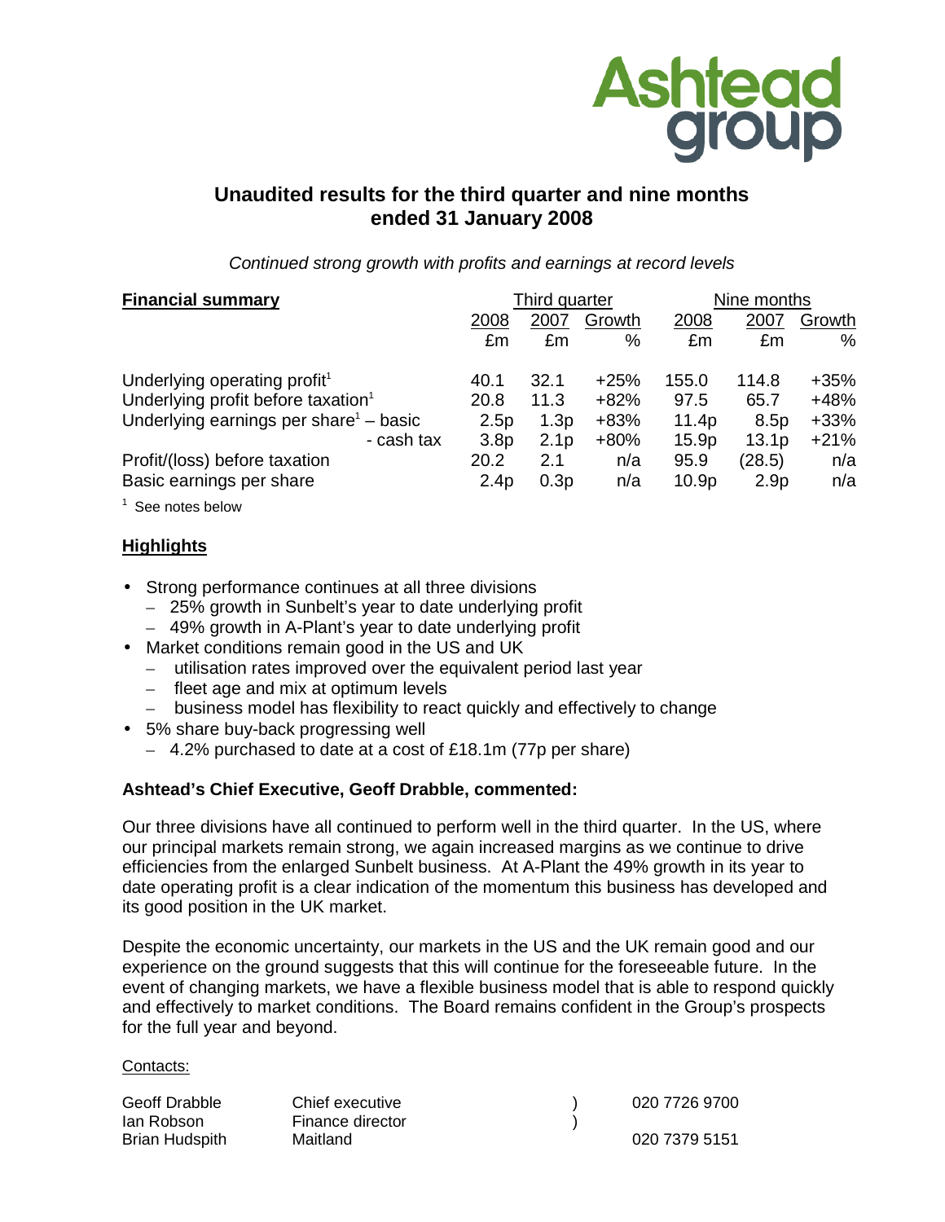# Unaudited results for the third quarter and nine months ended 31 January 2008

*Continued strong growth with profits and earnings at record levels*

| **Financial summary** | Third quarter | | | Nine months | | |
|---|---|---|---|---|---|---|
| | 2008 | 2007 | Growth | 2008 | 2007 | Growth |
| | £m | £m | % | £m | £m | % |
| Underlying operating profit[1] | 40.1 | 32.1 | +25% | 155.0 | 114.8 | +35% |
| Underlying profit before taxation[1] | 20.8 | 11.3 | +82% | 97.5 | 65.7 | +48% |
| Underlying earnings per share[1] – basic | 2.5p | 1.3p | +83% | 11.4p | 8.5p | +33% |
| - cash tax | 3.8p | 2.1p | +80% | 15.9p | 13.1p | +21% |
| Profit/(loss) before taxation | 20.2 | 2.1 | n/a | 95.9 | (28.5) | n/a |
| Basic earnings per share | 2.4p | 0.3p | n/a | 10.9p | 2.9p | n/a |

[1] See notes below

## Highlights

- Strong performance continues at all three divisions
  - 25% growth in Sunbelt's year to date underlying profit
  - 49% growth in A-Plant's year to date underlying profit
- Market conditions remain good in the US and UK
  - utilisation rates improved over the equivalent period last year
  - fleet age and mix at optimum levels
  - business model has flexibility to react quickly and effectively to change
- 5% share buy-back progressing well
  - 4.2% purchased to date at a cost of £18.1m (77p per share)

**Ashtead's Chief Executive, Geoff Drabble, commented:**

Our three divisions have all continued to perform well in the third quarter. In the US, where our principal markets remain strong, we again increased margins as we continue to drive efficiencies from the enlarged Sunbelt business. At A-Plant the 49% growth in its year to date operating profit is a clear indication of the momentum this business has developed and its good position in the UK market.

Despite the economic uncertainty, our markets in the US and the UK remain good and our experience on the ground suggests that this will continue for the foreseeable future. In the event of changing markets, we have a flexible business model that is able to respond quickly and effectively to market conditions. The Board remains confident in the Group's prospects for the full year and beyond.

Contacts:

| | | | |
|---|---|---|---|
| Geoff Drabble | Chief executive | ) | 020 7726 9700 |
| Ian Robson | Finance director | ) | |
| Brian Hudspith | Maitland | | 020 7379 5151 |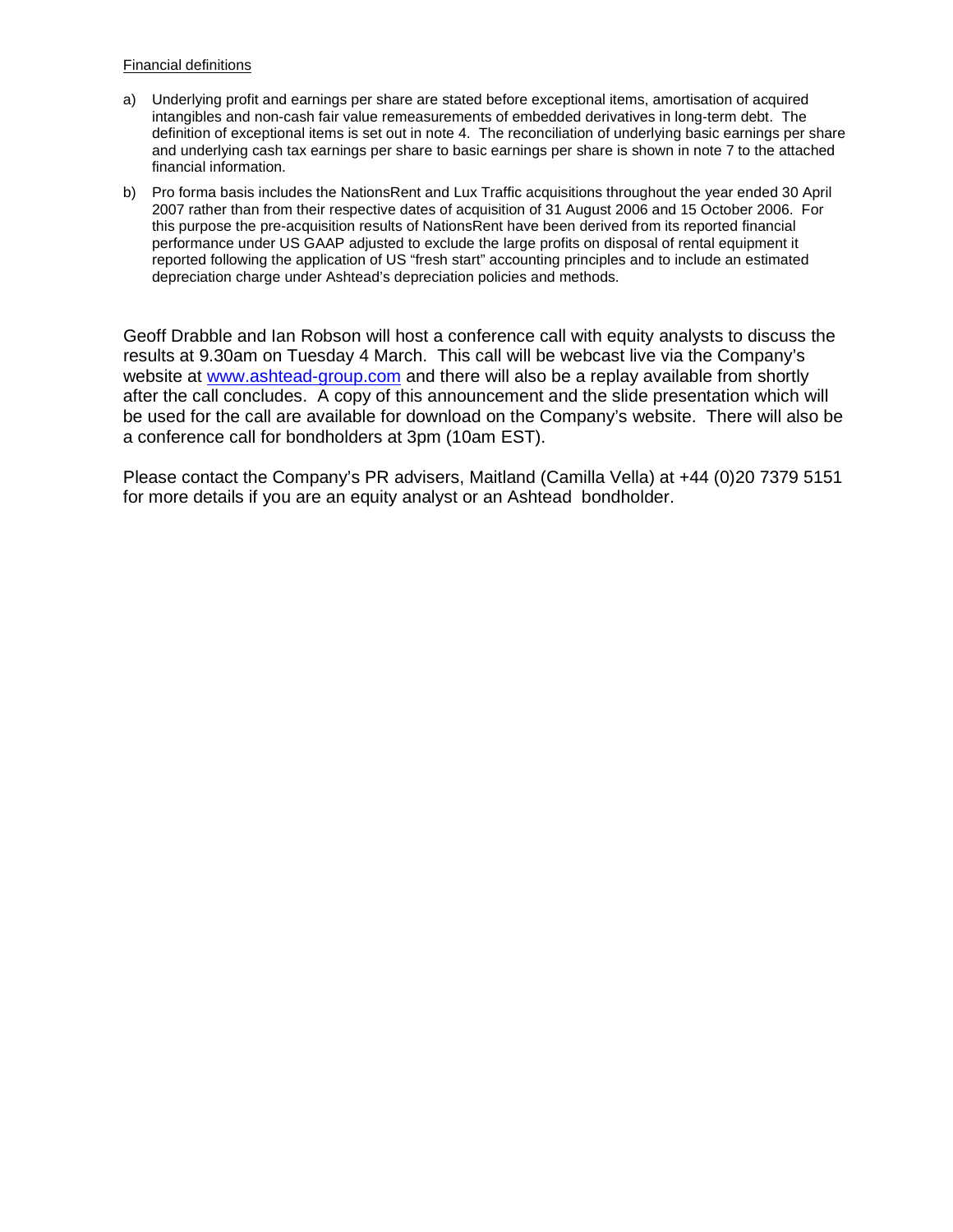Financial definitions

a) Underlying profit and earnings per share are stated before exceptional items, amortisation of acquired intangibles and non-cash fair value remeasurements of embedded derivatives in long-term debt. The definition of exceptional items is set out in note 4. The reconciliation of underlying basic earnings per share and underlying cash tax earnings per share to basic earnings per share is shown in note 7 to the attached financial information.

b) Pro forma basis includes the NationsRent and Lux Traffic acquisitions throughout the year ended 30 April 2007 rather than from their respective dates of acquisition of 31 August 2006 and 15 October 2006. For this purpose the pre-acquisition results of NationsRent have been derived from its reported financial performance under US GAAP adjusted to exclude the large profits on disposal of rental equipment it reported following the application of US "fresh start" accounting principles and to include an estimated depreciation charge under Ashtead's depreciation policies and methods.

Geoff Drabble and Ian Robson will host a conference call with equity analysts to discuss the results at 9.30am on Tuesday 4 March. This call will be webcast live via the Company's website at www.ashtead-group.com and there will also be a replay available from shortly after the call concludes. A copy of this announcement and the slide presentation which will be used for the call are available for download on the Company's website. There will also be a conference call for bondholders at 3pm (10am EST).

Please contact the Company's PR advisers, Maitland (Camilla Vella) at +44 (0)20 7379 5151 for more details if you are an equity analyst or an Ashtead bondholder.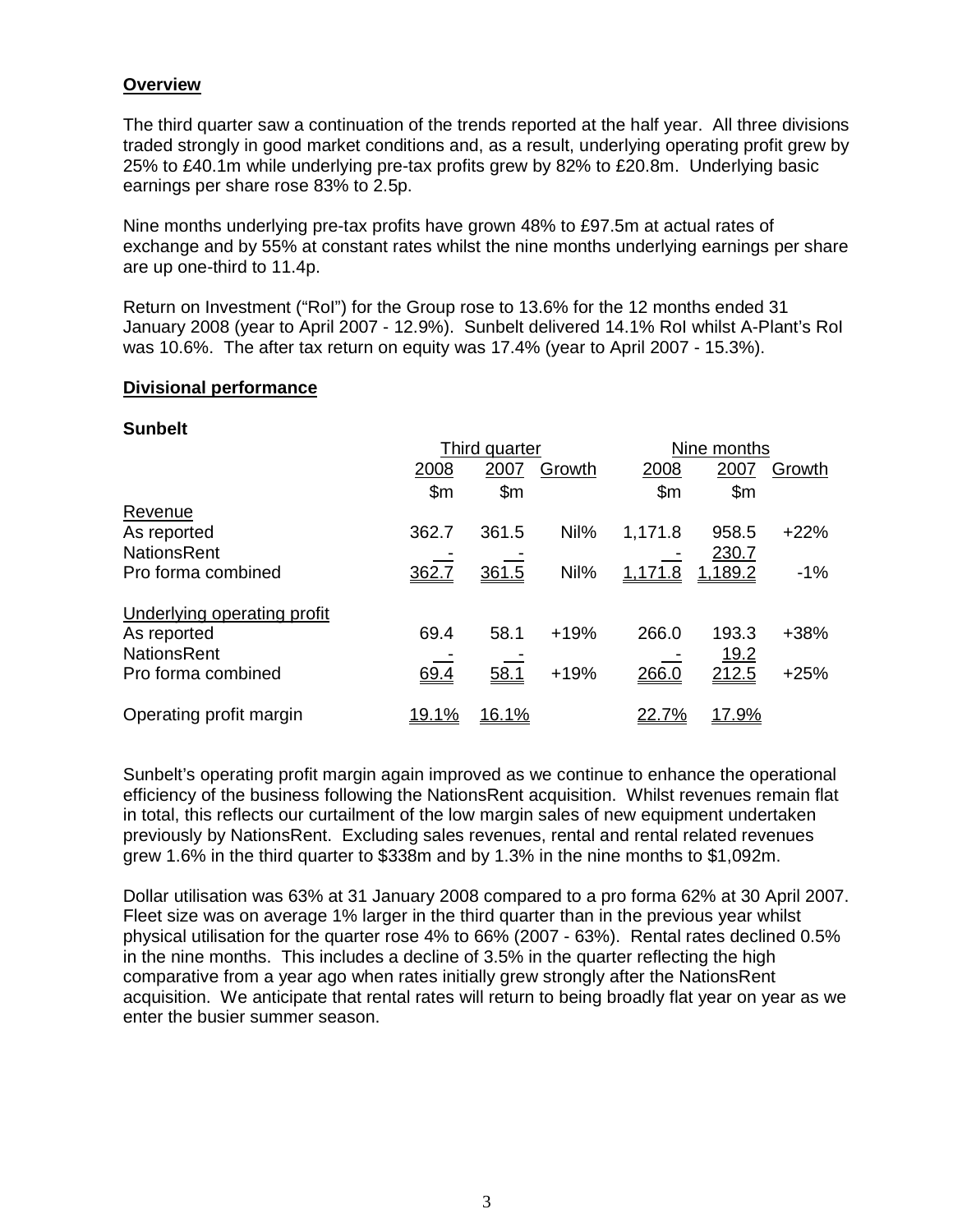**Overview**

The third quarter saw a continuation of the trends reported at the half year. All three divisions traded strongly in good market conditions and, as a result, underlying operating profit grew by 25% to £40.1m while underlying pre-tax profits grew by 82% to £20.8m. Underlying basic earnings per share rose 83% to 2.5p.

Nine months underlying pre-tax profits have grown 48% to £97.5m at actual rates of exchange and by 55% at constant rates whilst the nine months underlying earnings per share are up one-third to 11.4p.

Return on Investment ("RoI") for the Group rose to 13.6% for the 12 months ended 31 January 2008 (year to April 2007 - 12.9%). Sunbelt delivered 14.1% RoI whilst A-Plant's RoI was 10.6%. The after tax return on equity was 17.4% (year to April 2007 - 15.3%).

**Divisional performance**

**Sunbelt**

| | Third quarter | | | Nine months | | |
|---|---|---|---|---|---|---|
| | 2008 | 2007 | Growth | 2008 | 2007 | Growth |
| | $m | $m | | $m | $m | |
| Revenue | | | | | | |
| As reported | 362.7 | 361.5 | Nil% | 1,171.8 | 958.5 | +22% |
| NationsRent | - | - | | - | 230.7 | |
| Pro forma combined | 362.7 | 361.5 | Nil% | 1,171.8 | 1,189.2 | -1% |
| Underlying operating profit | | | | | | |
| As reported | 69.4 | 58.1 | +19% | 266.0 | 193.3 | +38% |
| NationsRent | - | - | | - | 19.2 | |
| Pro forma combined | 69.4 | 58.1 | +19% | 266.0 | 212.5 | +25% |
| Operating profit margin | 19.1% | 16.1% | | 22.7% | 17.9% | |

Sunbelt's operating profit margin again improved as we continue to enhance the operational efficiency of the business following the NationsRent acquisition. Whilst revenues remain flat in total, this reflects our curtailment of the low margin sales of new equipment undertaken previously by NationsRent. Excluding sales revenues, rental and rental related revenues grew 1.6% in the third quarter to $338m and by 1.3% in the nine months to $1,092m.

Dollar utilisation was 63% at 31 January 2008 compared to a pro forma 62% at 30 April 2007. Fleet size was on average 1% larger in the third quarter than in the previous year whilst physical utilisation for the quarter rose 4% to 66% (2007 - 63%). Rental rates declined 0.5% in the nine months. This includes a decline of 3.5% in the quarter reflecting the high comparative from a year ago when rates initially grew strongly after the NationsRent acquisition. We anticipate that rental rates will return to being broadly flat year on year as we enter the busier summer season.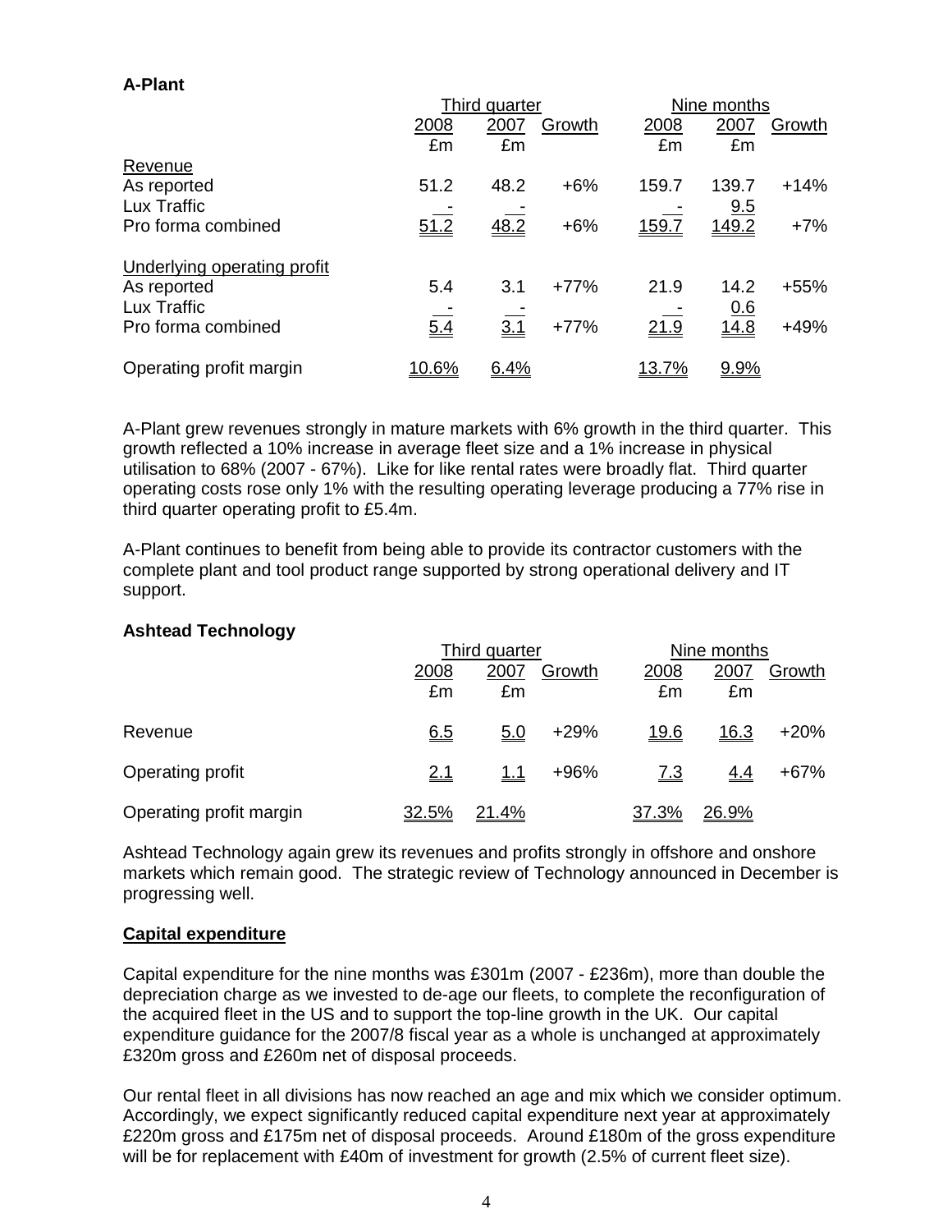**A-Plant**

| | Third quarter | | | Nine months | | |
|---|---|---|---|---|---|---|
| | 2008 £m | 2007 £m | Growth | 2008 £m | 2007 £m | Growth |
| Revenue | | | | | | |
| As reported | 51.2 | 48.2 | +6% | 159.7 | 139.7 | +14% |
| Lux Traffic | - | - | | - | 9.5 | |
| Pro forma combined | 51.2 | 48.2 | +6% | 159.7 | 149.2 | +7% |
| Underlying operating profit | | | | | | |
| As reported | 5.4 | 3.1 | +77% | 21.9 | 14.2 | +55% |
| Lux Traffic | - | - | | - | 0.6 | |
| Pro forma combined | 5.4 | 3.1 | +77% | 21.9 | 14.8 | +49% |
| Operating profit margin | 10.6% | 6.4% | | 13.7% | 9.9% | |

A-Plant grew revenues strongly in mature markets with 6% growth in the third quarter. This growth reflected a 10% increase in average fleet size and a 1% increase in physical utilisation to 68% (2007 - 67%). Like for like rental rates were broadly flat. Third quarter operating costs rose only 1% with the resulting operating leverage producing a 77% rise in third quarter operating profit to £5.4m.

A-Plant continues to benefit from being able to provide its contractor customers with the complete plant and tool product range supported by strong operational delivery and IT support.

**Ashtead Technology**

| | Third quarter | | | Nine months | | |
|---|---|---|---|---|---|---|
| | 2008 £m | 2007 £m | Growth | 2008 £m | 2007 £m | Growth |
| Revenue | 6.5 | 5.0 | +29% | 19.6 | 16.3 | +20% |
| Operating profit | 2.1 | 1.1 | +96% | 7.3 | 4.4 | +67% |
| Operating profit margin | 32.5% | 21.4% | | 37.3% | 26.9% | |

Ashtead Technology again grew its revenues and profits strongly in offshore and onshore markets which remain good. The strategic review of Technology announced in December is progressing well.

**Capital expenditure**

Capital expenditure for the nine months was £301m (2007 - £236m), more than double the depreciation charge as we invested to de-age our fleets, to complete the reconfiguration of the acquired fleet in the US and to support the top-line growth in the UK. Our capital expenditure guidance for the 2007/8 fiscal year as a whole is unchanged at approximately £320m gross and £260m net of disposal proceeds.

Our rental fleet in all divisions has now reached an age and mix which we consider optimum. Accordingly, we expect significantly reduced capital expenditure next year at approximately £220m gross and £175m net of disposal proceeds. Around £180m of the gross expenditure will be for replacement with £40m of investment for growth (2.5% of current fleet size).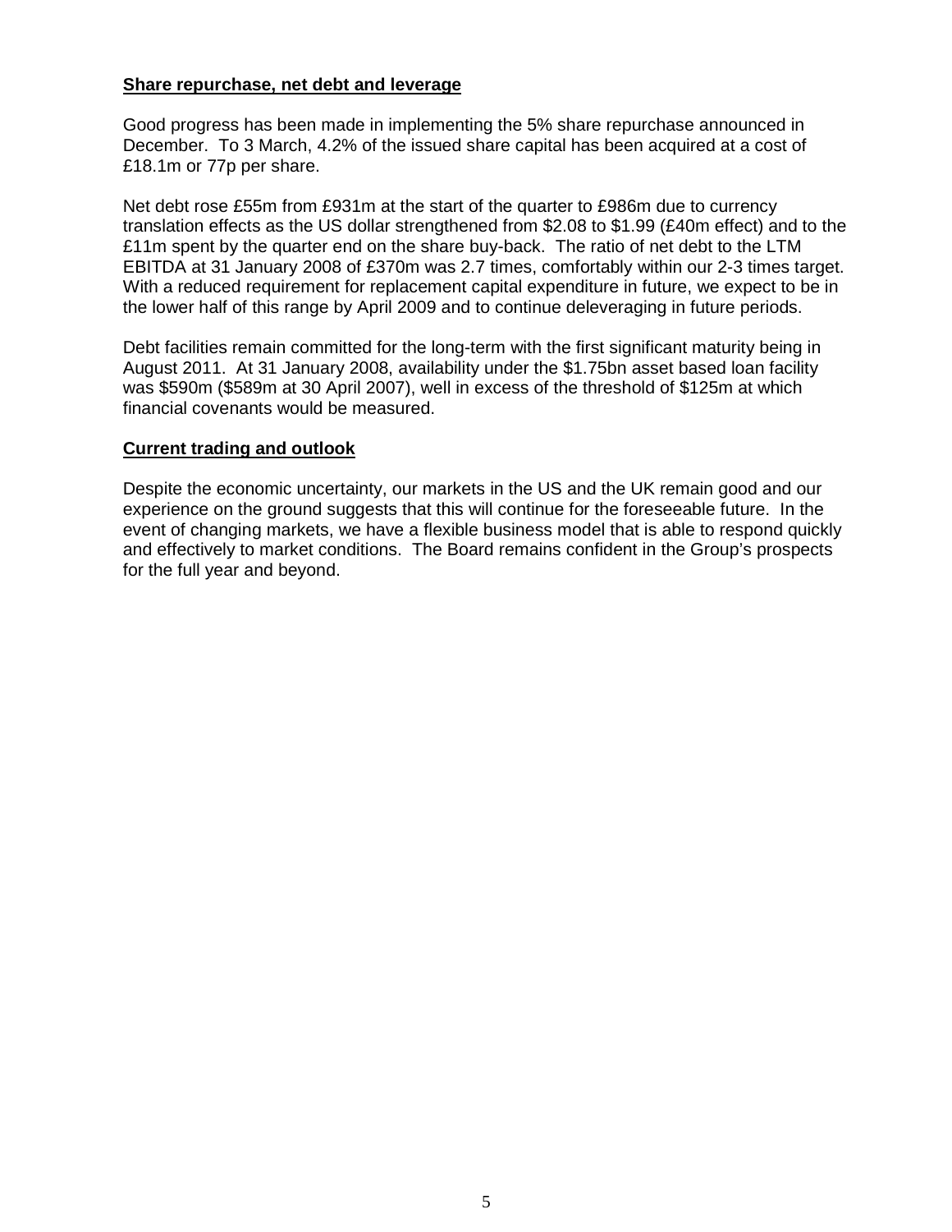**Share repurchase, net debt and leverage**

Good progress has been made in implementing the 5% share repurchase announced in December. To 3 March, 4.2% of the issued share capital has been acquired at a cost of £18.1m or 77p per share.

Net debt rose £55m from £931m at the start of the quarter to £986m due to currency translation effects as the US dollar strengthened from $2.08 to $1.99 (£40m effect) and to the £11m spent by the quarter end on the share buy-back. The ratio of net debt to the LTM EBITDA at 31 January 2008 of £370m was 2.7 times, comfortably within our 2-3 times target. With a reduced requirement for replacement capital expenditure in future, we expect to be in the lower half of this range by April 2009 and to continue deleveraging in future periods.

Debt facilities remain committed for the long-term with the first significant maturity being in August 2011. At 31 January 2008, availability under the $1.75bn asset based loan facility was $590m ($589m at 30 April 2007), well in excess of the threshold of $125m at which financial covenants would be measured.

**Current trading and outlook**

Despite the economic uncertainty, our markets in the US and the UK remain good and our experience on the ground suggests that this will continue for the foreseeable future. In the event of changing markets, we have a flexible business model that is able to respond quickly and effectively to market conditions. The Board remains confident in the Group's prospects for the full year and beyond.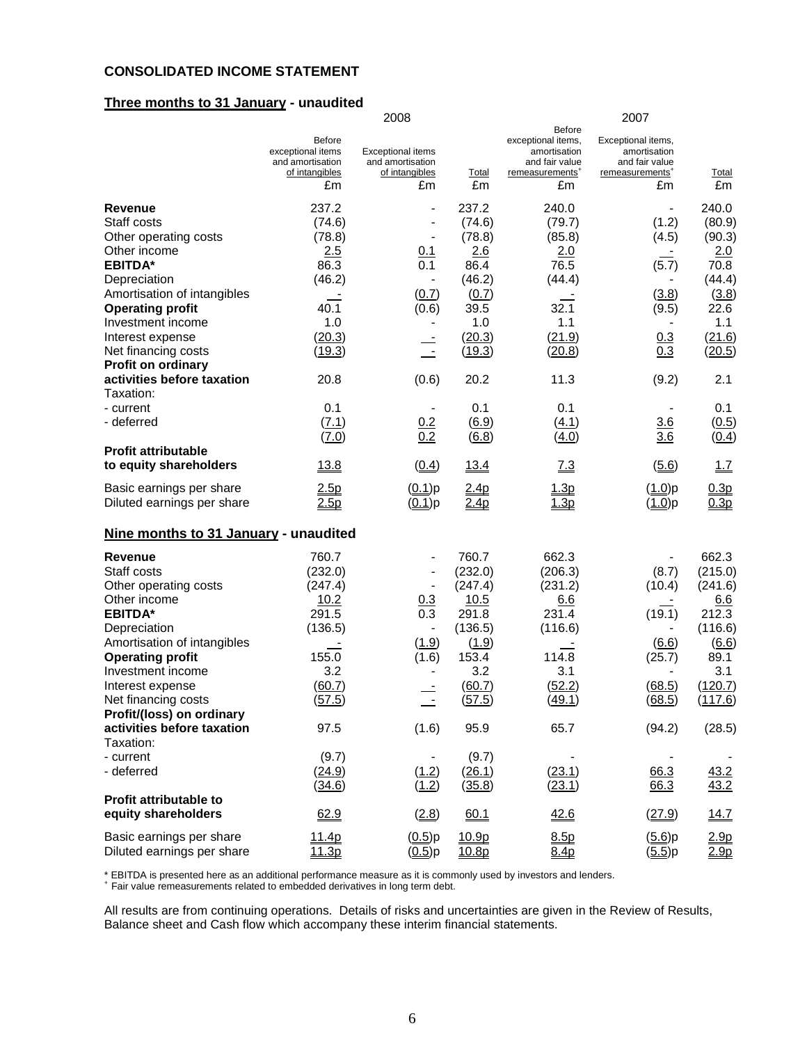## CONSOLIDATED INCOME STATEMENT

### Three months to 31 January - unaudited

| | 2008 | | | 2007 | | |
|---|---|---|---|---|---|---|
| | Before exceptional items and amortisation of intangibles | Exceptional items and amortisation of intangibles | Total | Before exceptional items, amortisation and fair value remeasurements+ | Exceptional items, amortisation and fair value remeasurements+ | Total |
| | £m | £m | £m | £m | £m | £m |
| **Revenue** | 237.2 | - | 237.2 | 240.0 | - | 240.0 |
| Staff costs | (74.6) | - | (74.6) | (79.7) | (1.2) | (80.9) |
| Other operating costs | (78.8) | - | (78.8) | (85.8) | (4.5) | (90.3) |
| Other income | 2.5 | 0.1 | 2.6 | 2.0 | - | 2.0 |
| **EBITDA*** | 86.3 | 0.1 | 86.4 | 76.5 | (5.7) | 70.8 |
| Depreciation | (46.2) | - | (46.2) | (44.4) | - | (44.4) |
| Amortisation of intangibles | - | (0.7) | (0.7) | - | (3.8) | (3.8) |
| **Operating profit** | 40.1 | (0.6) | 39.5 | 32.1 | (9.5) | 22.6 |
| Investment income | 1.0 | - | 1.0 | 1.1 | - | 1.1 |
| Interest expense | (20.3) | - | (20.3) | (21.9) | 0.3 | (21.6) |
| Net financing costs | (19.3) | - | (19.3) | (20.8) | 0.3 | (20.5) |
| **Profit on ordinary activities before taxation** | 20.8 | (0.6) | 20.2 | 11.3 | (9.2) | 2.1 |
| Taxation: | | | | | | |
| - current | 0.1 | - | 0.1 | 0.1 | - | 0.1 |
| - deferred | (7.1) | 0.2 | (6.9) | (4.1) | 3.6 | (0.5) |
| | (7.0) | 0.2 | (6.8) | (4.0) | 3.6 | (0.4) |
| **Profit attributable to equity shareholders** | 13.8 | (0.4) | 13.4 | 7.3 | (5.6) | 1.7 |
| Basic earnings per share | 2.5p | (0.1)p | 2.4p | 1.3p | (1.0)p | 0.3p |
| Diluted earnings per share | 2.5p | (0.1)p | 2.4p | 1.3p | (1.0)p | 0.3p |

### Nine months to 31 January - unaudited

| | Before exceptional items and amortisation of intangibles | Exceptional items and amortisation of intangibles | Total | Before exceptional items, amortisation and fair value remeasurements+ | Exceptional items, amortisation and fair value remeasurements+ | Total |
|---|---|---|---|---|---|---|
| **Revenue** | 760.7 | - | 760.7 | 662.3 | - | 662.3 |
| Staff costs | (232.0) | - | (232.0) | (206.3) | (8.7) | (215.0) |
| Other operating costs | (247.4) | - | (247.4) | (231.2) | (10.4) | (241.6) |
| Other income | 10.2 | 0.3 | 10.5 | 6.6 | - | 6.6 |
| **EBITDA*** | 291.5 | 0.3 | 291.8 | 231.4 | (19.1) | 212.3 |
| Depreciation | (136.5) | - | (136.5) | (116.6) | - | (116.6) |
| Amortisation of intangibles | - | (1.9) | (1.9) | - | (6.6) | (6.6) |
| **Operating profit** | 155.0 | (1.6) | 153.4 | 114.8 | (25.7) | 89.1 |
| Investment income | 3.2 | - | 3.2 | 3.1 | - | 3.1 |
| Interest expense | (60.7) | - | (60.7) | (52.2) | (68.5) | (120.7) |
| Net financing costs | (57.5) | - | (57.5) | (49.1) | (68.5) | (117.6) |
| **Profit/(loss) on ordinary activities before taxation** | 97.5 | (1.6) | 95.9 | 65.7 | (94.2) | (28.5) |
| Taxation: | | | | | | |
| - current | (9.7) | - | (9.7) | - | - | - |
| - deferred | (24.9) | (1.2) | (26.1) | (23.1) | 66.3 | 43.2 |
| | (34.6) | (1.2) | (35.8) | (23.1) | 66.3 | 43.2 |
| **Profit attributable to equity shareholders** | 62.9 | (2.8) | 60.1 | 42.6 | (27.9) | 14.7 |
| Basic earnings per share | 11.4p | (0.5)p | 10.9p | 8.5p | (5.6)p | 2.9p |
| Diluted earnings per share | 11.3p | (0.5)p | 10.8p | 8.4p | (5.5)p | 2.9p |

\* EBITDA is presented here as an additional performance measure as it is commonly used by investors and lenders.
+ Fair value remeasurements related to embedded derivatives in long term debt.

All results are from continuing operations. Details of risks and uncertainties are given in the Review of Results, Balance sheet and Cash flow which accompany these interim financial statements.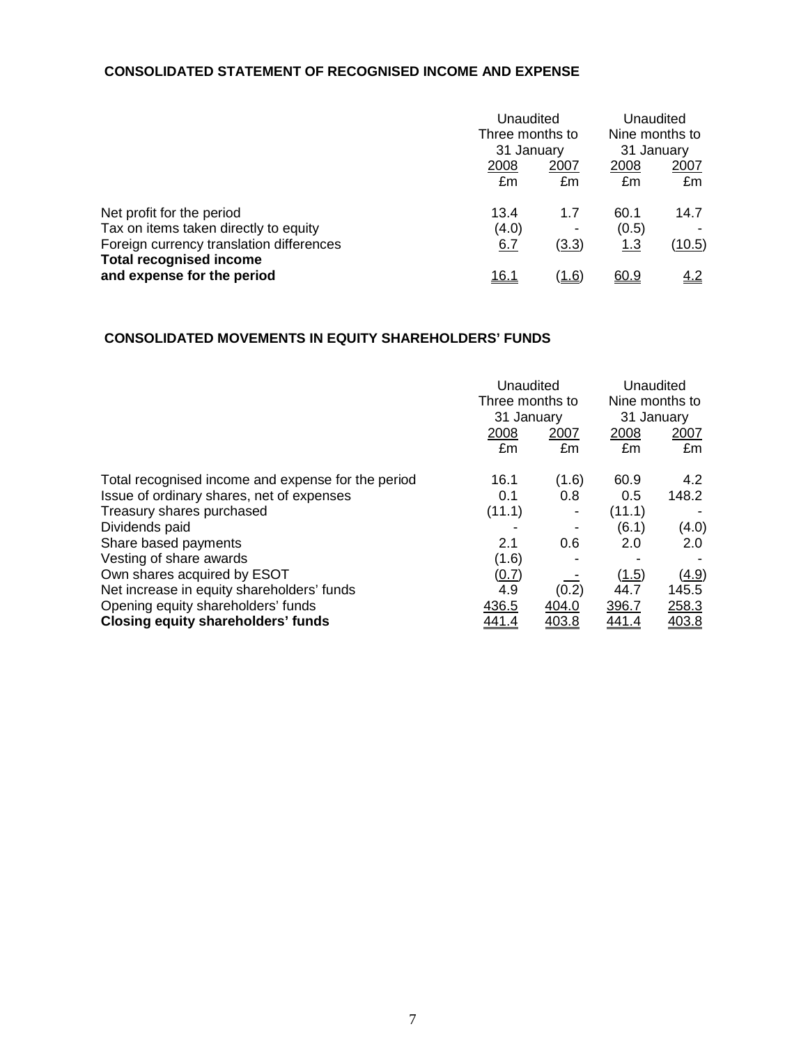## CONSOLIDATED STATEMENT OF RECOGNISED INCOME AND EXPENSE

| | Unaudited Three months to 31 January | | Unaudited Nine months to 31 January | |
|---|---|---|---|---|
| | 2008 | 2007 | 2008 | 2007 |
| | £m | £m | £m | £m |
| Net profit for the period | 13.4 | 1.7 | 60.1 | 14.7 |
| Tax on items taken directly to equity | (4.0) | - | (0.5) | - |
| Foreign currency translation differences | 6.7 | (3.3) | 1.3 | (10.5) |
| **Total recognised income and expense for the period** | 16.1 | (1.6) | 60.9 | 4.2 |

## CONSOLIDATED MOVEMENTS IN EQUITY SHAREHOLDERS' FUNDS

| | Unaudited Three months to 31 January | | Unaudited Nine months to 31 January | |
|---|---|---|---|---|
| | 2008 | 2007 | 2008 | 2007 |
| | £m | £m | £m | £m |
| Total recognised income and expense for the period | 16.1 | (1.6) | 60.9 | 4.2 |
| Issue of ordinary shares, net of expenses | 0.1 | 0.8 | 0.5 | 148.2 |
| Treasury shares purchased | (11.1) | - | (11.1) | - |
| Dividends paid | - | - | (6.1) | (4.0) |
| Share based payments | 2.1 | 0.6 | 2.0 | 2.0 |
| Vesting of share awards | (1.6) | - | - | - |
| Own shares acquired by ESOT | (0.7) | - | (1.5) | (4.9) |
| Net increase in equity shareholders' funds | 4.9 | (0.2) | 44.7 | 145.5 |
| Opening equity shareholders' funds | 436.5 | 404.0 | 396.7 | 258.3 |
| **Closing equity shareholders' funds** | 441.4 | 403.8 | 441.4 | 403.8 |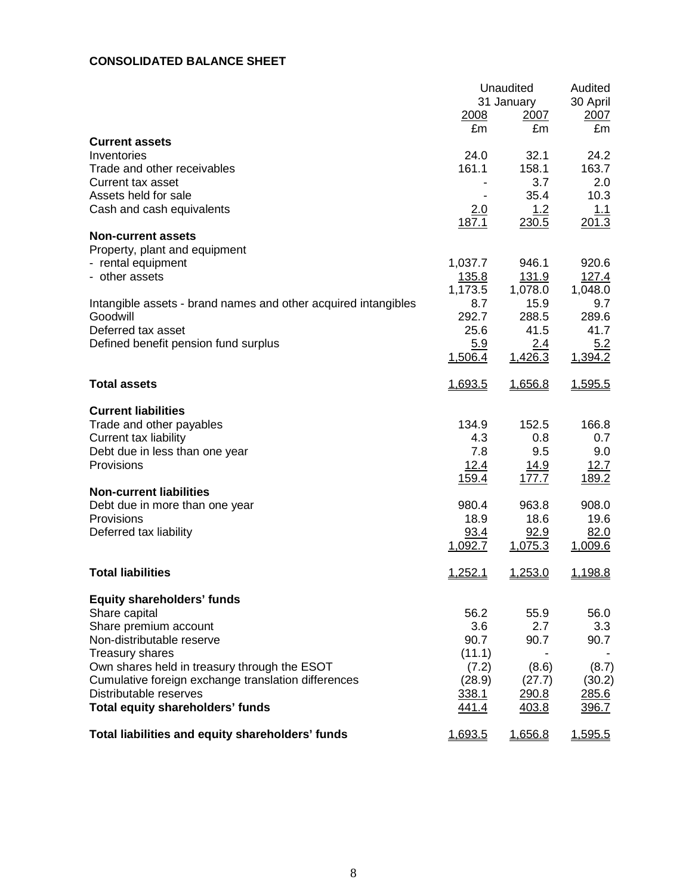**CONSOLIDATED BALANCE SHEET**

| | Unaudited | | Audited |
|---|---|---|---|
| | 31 January | | 30 April |
| | 2008 | 2007 | 2007 |
| | £m | £m | £m |
| **Current assets** | | | |
| Inventories | 24.0 | 32.1 | 24.2 |
| Trade and other receivables | 161.1 | 158.1 | 163.7 |
| Current tax asset | - | 3.7 | 2.0 |
| Assets held for sale | - | 35.4 | 10.3 |
| Cash and cash equivalents | 2.0 | 1.2 | 1.1 |
| | 187.1 | 230.5 | 201.3 |
| **Non-current assets** | | | |
| Property, plant and equipment | | | |
| - rental equipment | 1,037.7 | 946.1 | 920.6 |
| - other assets | 135.8 | 131.9 | 127.4 |
| | 1,173.5 | 1,078.0 | 1,048.0 |
| Intangible assets - brand names and other acquired intangibles | 8.7 | 15.9 | 9.7 |
| Goodwill | 292.7 | 288.5 | 289.6 |
| Deferred tax asset | 25.6 | 41.5 | 41.7 |
| Defined benefit pension fund surplus | 5.9 | 2.4 | 5.2 |
| | 1,506.4 | 1,426.3 | 1,394.2 |
| **Total assets** | 1,693.5 | 1,656.8 | 1,595.5 |
| **Current liabilities** | | | |
| Trade and other payables | 134.9 | 152.5 | 166.8 |
| Current tax liability | 4.3 | 0.8 | 0.7 |
| Debt due in less than one year | 7.8 | 9.5 | 9.0 |
| Provisions | 12.4 | 14.9 | 12.7 |
| | 159.4 | 177.7 | 189.2 |
| **Non-current liabilities** | | | |
| Debt due in more than one year | 980.4 | 963.8 | 908.0 |
| Provisions | 18.9 | 18.6 | 19.6 |
| Deferred tax liability | 93.4 | 92.9 | 82.0 |
| | 1,092.7 | 1,075.3 | 1,009.6 |
| **Total liabilities** | 1,252.1 | 1,253.0 | 1,198.8 |
| **Equity shareholders' funds** | | | |
| Share capital | 56.2 | 55.9 | 56.0 |
| Share premium account | 3.6 | 2.7 | 3.3 |
| Non-distributable reserve | 90.7 | 90.7 | 90.7 |
| Treasury shares | (11.1) | - | - |
| Own shares held in treasury through the ESOT | (7.2) | (8.6) | (8.7) |
| Cumulative foreign exchange translation differences | (28.9) | (27.7) | (30.2) |
| Distributable reserves | 338.1 | 290.8 | 285.6 |
| **Total equity shareholders' funds** | 441.4 | 403.8 | 396.7 |
| **Total liabilities and equity shareholders' funds** | 1,693.5 | 1,656.8 | 1,595.5 |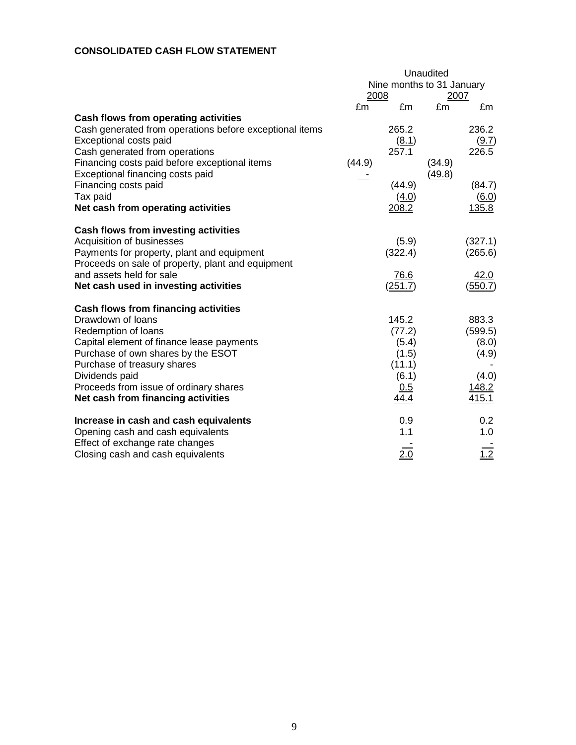**CONSOLIDATED CASH FLOW STATEMENT**

| | Unaudited | | | |
|---|---|---|---|---|
| | Nine months to 31 January | | | |
| | 2008 | | 2007 | |
| | £m | £m | £m | £m |
| **Cash flows from operating activities** | | | | |
| Cash generated from operations before exceptional items | | 265.2 | | 236.2 |
| Exceptional costs paid | | (8.1) | | (9.7) |
| Cash generated from operations | | 257.1 | | 226.5 |
| Financing costs paid before exceptional items | (44.9) | | (34.9) | |
| Exceptional financing costs paid | - | | (49.8) | |
| Financing costs paid | | (44.9) | | (84.7) |
| Tax paid | | (4.0) | | (6.0) |
| **Net cash from operating activities** | | 208.2 | | 135.8 |
| | | | | |
| **Cash flows from investing activities** | | | | |
| Acquisition of businesses | | (5.9) | | (327.1) |
| Payments for property, plant and equipment | | (322.4) | | (265.6) |
| Proceeds on sale of property, plant and equipment and assets held for sale | | 76.6 | | 42.0 |
| **Net cash used in investing activities** | | (251.7) | | (550.7) |
| | | | | |
| **Cash flows from financing activities** | | | | |
| Drawdown of loans | | 145.2 | | 883.3 |
| Redemption of loans | | (77.2) | | (599.5) |
| Capital element of finance lease payments | | (5.4) | | (8.0) |
| Purchase of own shares by the ESOT | | (1.5) | | (4.9) |
| Purchase of treasury shares | | (11.1) | | - |
| Dividends paid | | (6.1) | | (4.0) |
| Proceeds from issue of ordinary shares | | 0.5 | | 148.2 |
| **Net cash from financing activities** | | 44.4 | | 415.1 |
| | | | | |
| **Increase in cash and cash equivalents** | | 0.9 | | 0.2 |
| Opening cash and cash equivalents | | 1.1 | | 1.0 |
| Effect of exchange rate changes | | - | | - |
| Closing cash and cash equivalents | | 2.0 | | 1.2 |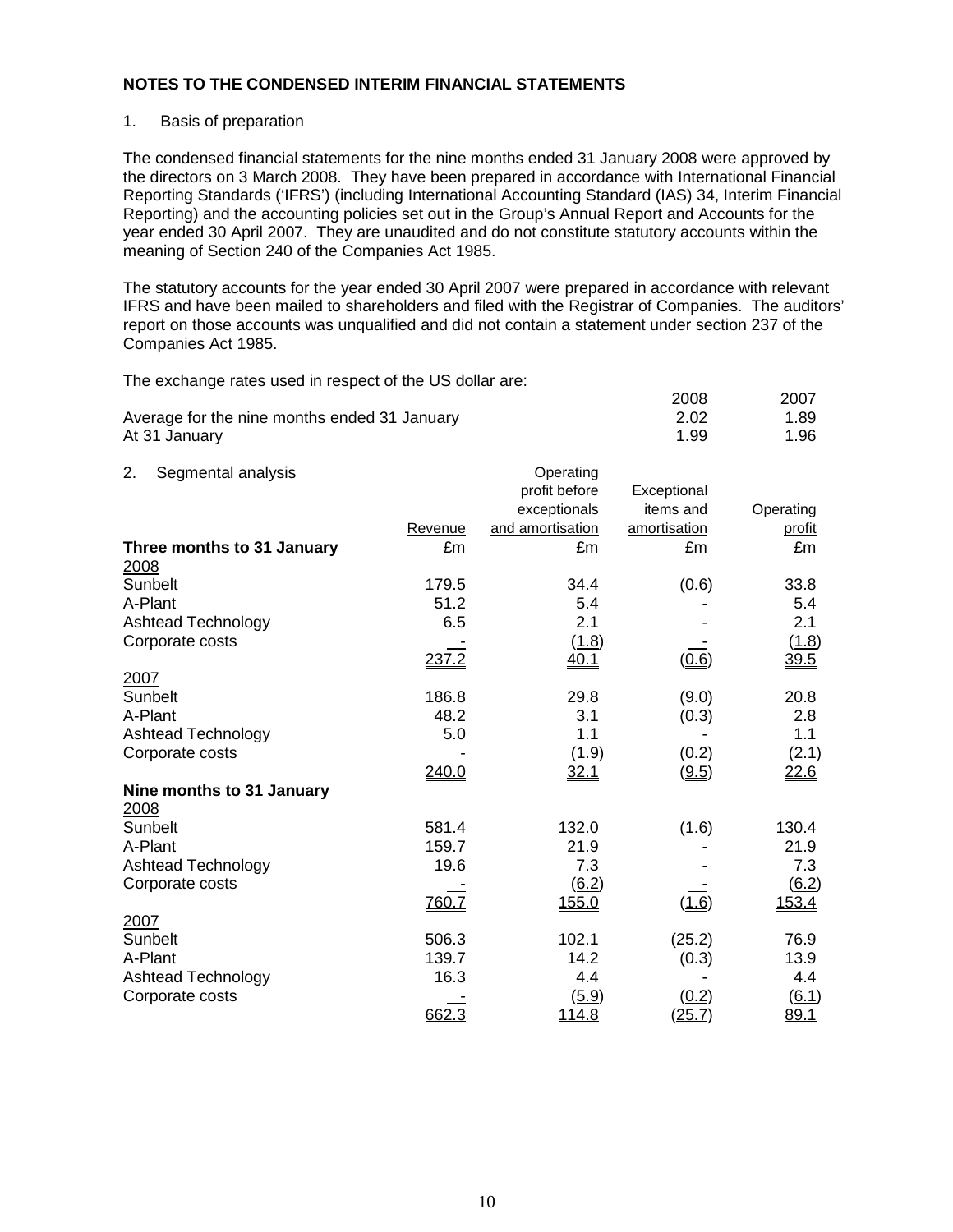**NOTES TO THE CONDENSED INTERIM FINANCIAL STATEMENTS**

1. Basis of preparation

The condensed financial statements for the nine months ended 31 January 2008 were approved by the directors on 3 March 2008. They have been prepared in accordance with International Financial Reporting Standards ('IFRS') (including International Accounting Standard (IAS) 34, Interim Financial Reporting) and the accounting policies set out in the Group's Annual Report and Accounts for the year ended 30 April 2007. They are unaudited and do not constitute statutory accounts within the meaning of Section 240 of the Companies Act 1985.

The statutory accounts for the year ended 30 April 2007 were prepared in accordance with relevant IFRS and have been mailed to shareholders and filed with the Registrar of Companies. The auditors' report on those accounts was unqualified and did not contain a statement under section 237 of the Companies Act 1985.

The exchange rates used in respect of the US dollar are:

| | 2008 | 2007 |
|---|---|---|
| Average for the nine months ended 31 January | 2.02 | 1.89 |
| At 31 January | 1.99 | 1.96 |

2. Segmental analysis

| | Revenue | Operating profit before exceptionals and amortisation | Exceptional items and amortisation | Operating profit |
|---|---|---|---|---|
| **Three months to 31 January** | £m | £m | £m | £m |
| 2008 | | | | |
| Sunbelt | 179.5 | 34.4 | (0.6) | 33.8 |
| A-Plant | 51.2 | 5.4 | - | 5.4 |
| Ashtead Technology | 6.5 | 2.1 | - | 2.1 |
| Corporate costs | - | (1.8) | - | (1.8) |
| | 237.2 | 40.1 | (0.6) | 39.5 |
| 2007 | | | | |
| Sunbelt | 186.8 | 29.8 | (9.0) | 20.8 |
| A-Plant | 48.2 | 3.1 | (0.3) | 2.8 |
| Ashtead Technology | 5.0 | 1.1 | - | 1.1 |
| Corporate costs | - | (1.9) | (0.2) | (2.1) |
| | 240.0 | 32.1 | (9.5) | 22.6 |
| **Nine months to 31 January** | | | | |
| 2008 | | | | |
| Sunbelt | 581.4 | 132.0 | (1.6) | 130.4 |
| A-Plant | 159.7 | 21.9 | - | 21.9 |
| Ashtead Technology | 19.6 | 7.3 | - | 7.3 |
| Corporate costs | - | (6.2) | - | (6.2) |
| | 760.7 | 155.0 | (1.6) | 153.4 |
| 2007 | | | | |
| Sunbelt | 506.3 | 102.1 | (25.2) | 76.9 |
| A-Plant | 139.7 | 14.2 | (0.3) | 13.9 |
| Ashtead Technology | 16.3 | 4.4 | - | 4.4 |
| Corporate costs | - | (5.9) | (0.2) | (6.1) |
| | 662.3 | 114.8 | (25.7) | 89.1 |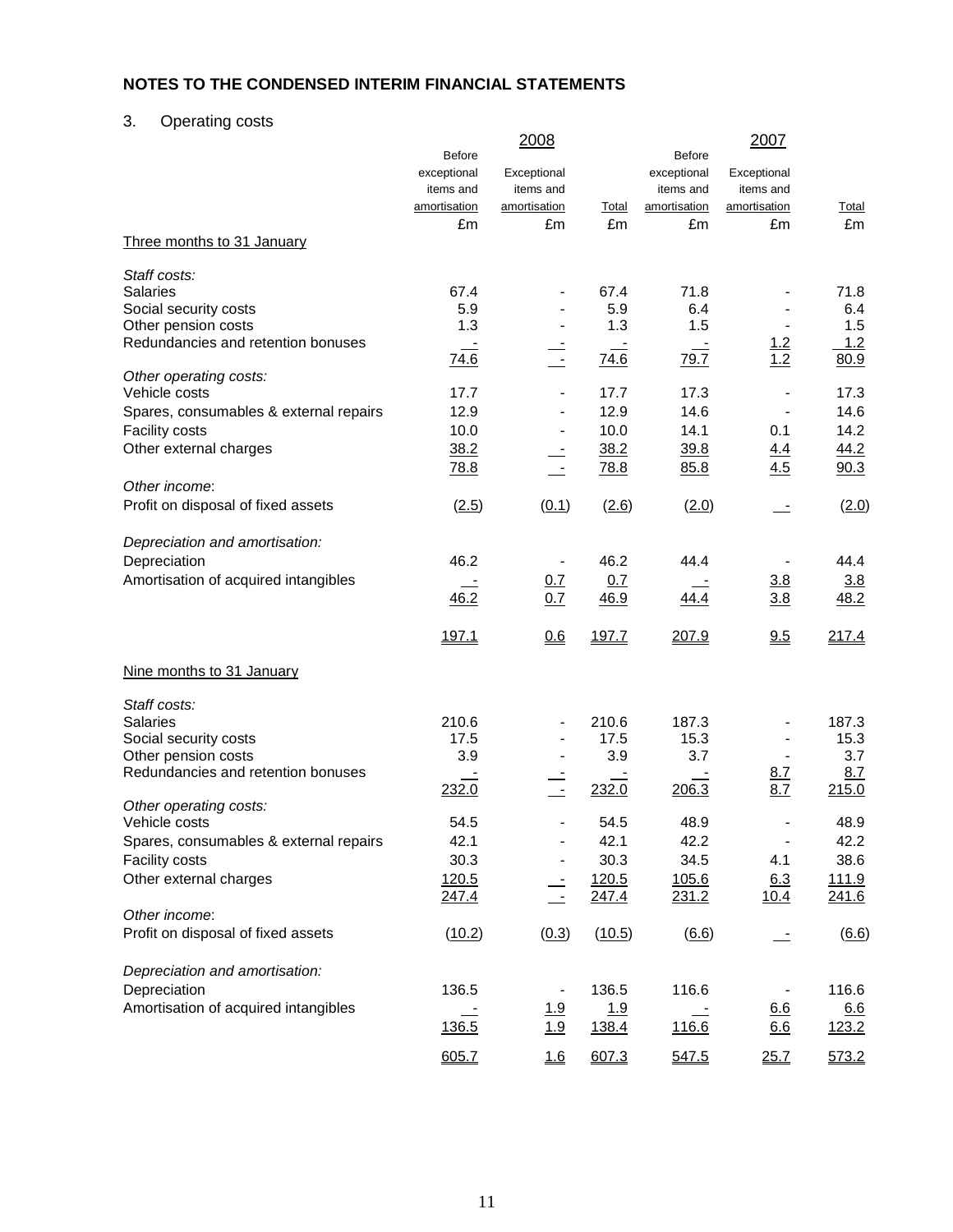## NOTES TO THE CONDENSED INTERIM FINANCIAL STATEMENTS

3. Operating costs

| | 2008 | | | 2007 | | |
|---|---|---|---|---|---|---|
| | Before exceptional items and amortisation | Exceptional items and amortisation | Total | Before exceptional items and amortisation | Exceptional items and amortisation | Total |
| | £m | £m | £m | £m | £m | £m |
| Three months to 31 January | | | | | | |
| *Staff costs:* | | | | | | |
| Salaries | 67.4 | - | 67.4 | 71.8 | - | 71.8 |
| Social security costs | 5.9 | - | 5.9 | 6.4 | - | 6.4 |
| Other pension costs | 1.3 | - | 1.3 | 1.5 | - | 1.5 |
| Redundancies and retention bonuses | - | - | - | - | 1.2 | 1.2 |
| | 74.6 | - | 74.6 | 79.7 | 1.2 | 80.9 |
| *Other operating costs:* | | | | | | |
| Vehicle costs | 17.7 | - | 17.7 | 17.3 | - | 17.3 |
| Spares, consumables & external repairs | 12.9 | - | 12.9 | 14.6 | - | 14.6 |
| Facility costs | 10.0 | - | 10.0 | 14.1 | 0.1 | 14.2 |
| Other external charges | 38.2 | - | 38.2 | 39.8 | 4.4 | 44.2 |
| | 78.8 | - | 78.8 | 85.8 | 4.5 | 90.3 |
| *Other income:* | | | | | | |
| Profit on disposal of fixed assets | (2.5) | (0.1) | (2.6) | (2.0) | - | (2.0) |
| *Depreciation and amortisation:* | | | | | | |
| Depreciation | 46.2 | - | 46.2 | 44.4 | - | 44.4 |
| Amortisation of acquired intangibles | - | 0.7 | 0.7 | - | 3.8 | 3.8 |
| | 46.2 | 0.7 | 46.9 | 44.4 | 3.8 | 48.2 |
| | 197.1 | 0.6 | 197.7 | 207.9 | 9.5 | 217.4 |
| Nine months to 31 January | | | | | | |
| *Staff costs:* | | | | | | |
| Salaries | 210.6 | - | 210.6 | 187.3 | - | 187.3 |
| Social security costs | 17.5 | - | 17.5 | 15.3 | - | 15.3 |
| Other pension costs | 3.9 | - | 3.9 | 3.7 | - | 3.7 |
| Redundancies and retention bonuses | - | - | - | - | 8.7 | 8.7 |
| | 232.0 | - | 232.0 | 206.3 | 8.7 | 215.0 |
| *Other operating costs:* | | | | | | |
| Vehicle costs | 54.5 | - | 54.5 | 48.9 | - | 48.9 |
| Spares, consumables & external repairs | 42.1 | - | 42.1 | 42.2 | - | 42.2 |
| Facility costs | 30.3 | - | 30.3 | 34.5 | 4.1 | 38.6 |
| Other external charges | 120.5 | - | 120.5 | 105.6 | 6.3 | 111.9 |
| | 247.4 | - | 247.4 | 231.2 | 10.4 | 241.6 |
| *Other income:* | | | | | | |
| Profit on disposal of fixed assets | (10.2) | (0.3) | (10.5) | (6.6) | - | (6.6) |
| *Depreciation and amortisation:* | | | | | | |
| Depreciation | 136.5 | - | 136.5 | 116.6 | - | 116.6 |
| Amortisation of acquired intangibles | - | 1.9 | 1.9 | - | 6.6 | 6.6 |
| | 136.5 | 1.9 | 138.4 | 116.6 | 6.6 | 123.2 |
| | 605.7 | 1.6 | 607.3 | 547.5 | 25.7 | 573.2 |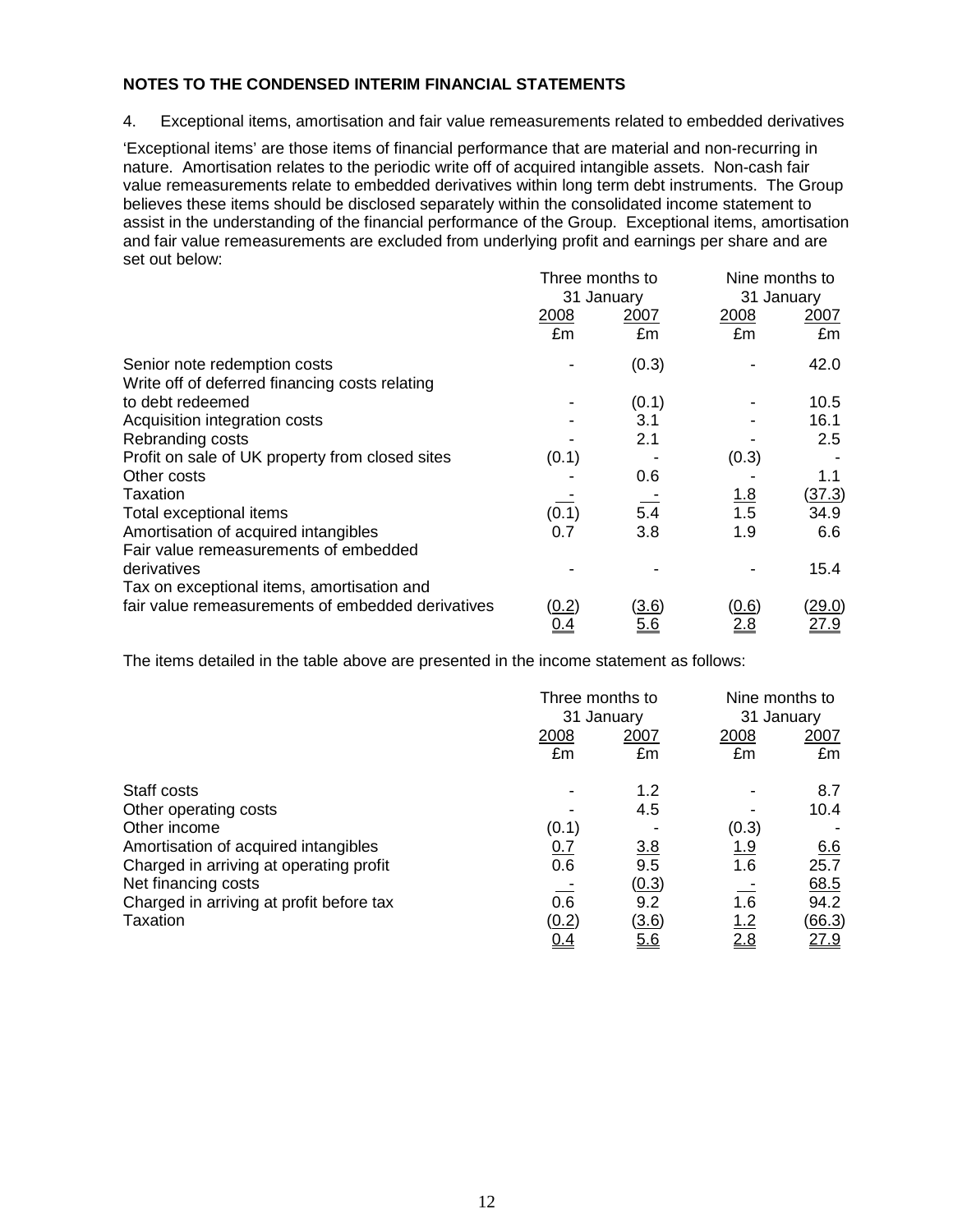**NOTES TO THE CONDENSED INTERIM FINANCIAL STATEMENTS**

4. Exceptional items, amortisation and fair value remeasurements related to embedded derivatives

'Exceptional items' are those items of financial performance that are material and non-recurring in nature. Amortisation relates to the periodic write off of acquired intangible assets. Non-cash fair value remeasurements relate to embedded derivatives within long term debt instruments. The Group believes these items should be disclosed separately within the consolidated income statement to assist in the understanding of the financial performance of the Group. Exceptional items, amortisation and fair value remeasurements are excluded from underlying profit and earnings per share and are set out below:

| | Three months to 31 January | | Nine months to 31 January | |
|---|---|---|---|---|
| | 2008 | 2007 | 2008 | 2007 |
| | £m | £m | £m | £m |
| Senior note redemption costs | - | (0.3) | - | 42.0 |
| Write off of deferred financing costs relating to debt redeemed | - | (0.1) | - | 10.5 |
| Acquisition integration costs | - | 3.1 | - | 16.1 |
| Rebranding costs | - | 2.1 | - | 2.5 |
| Profit on sale of UK property from closed sites | (0.1) | - | (0.3) | - |
| Other costs | - | 0.6 | - | 1.1 |
| Taxation | - | - | 1.8 | (37.3) |
| Total exceptional items | (0.1) | 5.4 | 1.5 | 34.9 |
| Amortisation of acquired intangibles | 0.7 | 3.8 | 1.9 | 6.6 |
| Fair value remeasurements of embedded derivatives | - | - | - | 15.4 |
| Tax on exceptional items, amortisation and fair value remeasurements of embedded derivatives | (0.2) | (3.6) | (0.6) | (29.0) |
| | 0.4 | 5.6 | 2.8 | 27.9 |

The items detailed in the table above are presented in the income statement as follows:

| | Three months to 31 January | | Nine months to 31 January | |
|---|---|---|---|---|
| | 2008 | 2007 | 2008 | 2007 |
| | £m | £m | £m | £m |
| Staff costs | - | 1.2 | - | 8.7 |
| Other operating costs | - | 4.5 | - | 10.4 |
| Other income | (0.1) | - | (0.3) | - |
| Amortisation of acquired intangibles | 0.7 | 3.8 | 1.9 | 6.6 |
| Charged in arriving at operating profit | 0.6 | 9.5 | 1.6 | 25.7 |
| Net financing costs | - | (0.3) | - | 68.5 |
| Charged in arriving at profit before tax | 0.6 | 9.2 | 1.6 | 94.2 |
| Taxation | (0.2) | (3.6) | 1.2 | (66.3) |
| | 0.4 | 5.6 | 2.8 | 27.9 |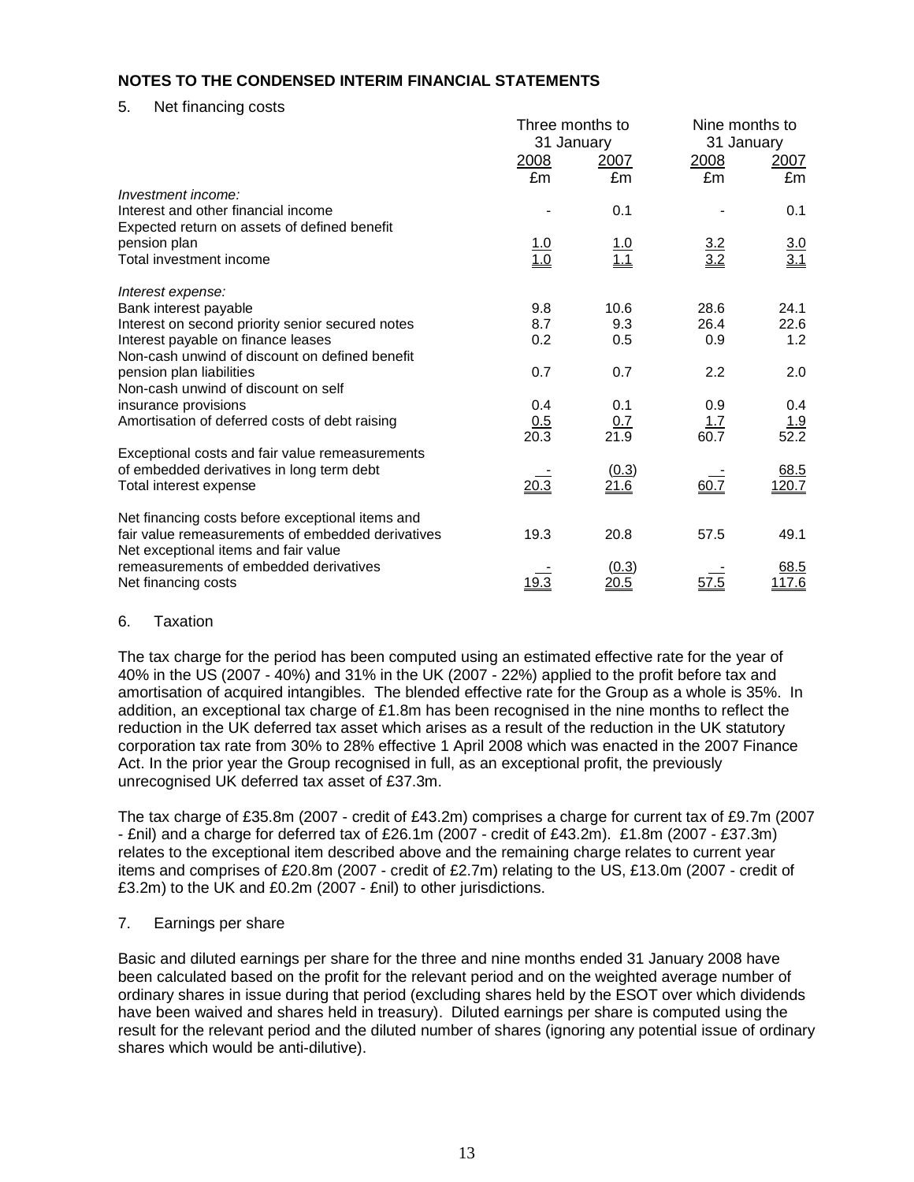**NOTES TO THE CONDENSED INTERIM FINANCIAL STATEMENTS**

5. Net financing costs

| | Three months to 31 January | | Nine months to 31 January | |
|---|---|---|---|---|
| | 2008 | 2007 | 2008 | 2007 |
| | £m | £m | £m | £m |
| *Investment income:* | | | | |
| Interest and other financial income | - | 0.1 | - | 0.1 |
| Expected return on assets of defined benefit pension plan | 1.0 | 1.0 | 3.2 | 3.0 |
| Total investment income | 1.0 | 1.1 | 3.2 | 3.1 |
| *Interest expense:* | | | | |
| Bank interest payable | 9.8 | 10.6 | 28.6 | 24.1 |
| Interest on second priority senior secured notes | 8.7 | 9.3 | 26.4 | 22.6 |
| Interest payable on finance leases | 0.2 | 0.5 | 0.9 | 1.2 |
| Non-cash unwind of discount on defined benefit pension plan liabilities | 0.7 | 0.7 | 2.2 | 2.0 |
| Non-cash unwind of discount on self insurance provisions | 0.4 | 0.1 | 0.9 | 0.4 |
| Amortisation of deferred costs of debt raising | 0.5 | 0.7 | 1.7 | 1.9 |
| | 20.3 | 21.9 | 60.7 | 52.2 |
| Exceptional costs and fair value remeasurements of embedded derivatives in long term debt | - | (0.3) | - | 68.5 |
| Total interest expense | 20.3 | 21.6 | 60.7 | 120.7 |
| Net financing costs before exceptional items and fair value remeasurements of embedded derivatives | 19.3 | 20.8 | 57.5 | 49.1 |
| Net exceptional items and fair value remeasurements of embedded derivatives | - | (0.3) | - | 68.5 |
| Net financing costs | 19.3 | 20.5 | 57.5 | 117.6 |

6. Taxation

The tax charge for the period has been computed using an estimated effective rate for the year of 40% in the US (2007 - 40%) and 31% in the UK (2007 - 22%) applied to the profit before tax and amortisation of acquired intangibles. The blended effective rate for the Group as a whole is 35%. In addition, an exceptional tax charge of £1.8m has been recognised in the nine months to reflect the reduction in the UK deferred tax asset which arises as a result of the reduction in the UK statutory corporation tax rate from 30% to 28% effective 1 April 2008 which was enacted in the 2007 Finance Act. In the prior year the Group recognised in full, as an exceptional profit, the previously unrecognised UK deferred tax asset of £37.3m.

The tax charge of £35.8m (2007 - credit of £43.2m) comprises a charge for current tax of £9.7m (2007 - £nil) and a charge for deferred tax of £26.1m (2007 - credit of £43.2m). £1.8m (2007 - £37.3m) relates to the exceptional item described above and the remaining charge relates to current year items and comprises of £20.8m (2007 - credit of £2.7m) relating to the US, £13.0m (2007 - credit of £3.2m) to the UK and £0.2m (2007 - £nil) to other jurisdictions.

7. Earnings per share

Basic and diluted earnings per share for the three and nine months ended 31 January 2008 have been calculated based on the profit for the relevant period and on the weighted average number of ordinary shares in issue during that period (excluding shares held by the ESOT over which dividends have been waived and shares held in treasury). Diluted earnings per share is computed using the result for the relevant period and the diluted number of shares (ignoring any potential issue of ordinary shares which would be anti-dilutive).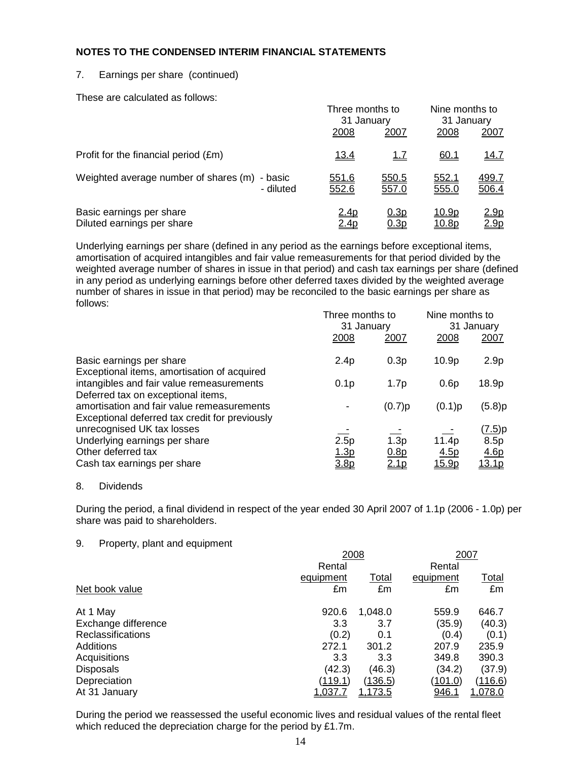**NOTES TO THE CONDENSED INTERIM FINANCIAL STATEMENTS**

7. Earnings per share (continued)

These are calculated as follows:

| | Three months to 31 January 2008 | Three months to 31 January 2007 | Nine months to 31 January 2008 | Nine months to 31 January 2007 |
|---|---|---|---|---|
| Profit for the financial period (£m) | 13.4 | 1.7 | 60.1 | 14.7 |
| Weighted average number of shares (m) - basic | 551.6 | 550.5 | 552.1 | 499.7 |
| - diluted | 552.6 | 557.0 | 555.0 | 506.4 |
| Basic earnings per share | 2.4p | 0.3p | 10.9p | 2.9p |
| Diluted earnings per share | 2.4p | 0.3p | 10.8p | 2.9p |

Underlying earnings per share (defined in any period as the earnings before exceptional items, amortisation of acquired intangibles and fair value remeasurements for that period divided by the weighted average number of shares in issue in that period) and cash tax earnings per share (defined in any period as underlying earnings before other deferred taxes divided by the weighted average number of shares in issue in that period) may be reconciled to the basic earnings per share as follows:

| | Three months to 31 January 2008 | Three months to 31 January 2007 | Nine months to 31 January 2008 | Nine months to 31 January 2007 |
|---|---|---|---|---|
| Basic earnings per share | 2.4p | 0.3p | 10.9p | 2.9p |
| Exceptional items, amortisation of acquired intangibles and fair value remeasurements | 0.1p | 1.7p | 0.6p | 18.9p |
| Deferred tax on exceptional items, amortisation and fair value remeasurements | - | (0.7)p | (0.1)p | (5.8)p |
| Exceptional deferred tax credit for previously unrecognised UK tax losses | - | - | - | (7.5)p |
| Underlying earnings per share | 2.5p | 1.3p | 11.4p | 8.5p |
| Other deferred tax | 1.3p | 0.8p | 4.5p | 4.6p |
| Cash tax earnings per share | 3.8p | 2.1p | 15.9p | 13.1p |

8. Dividends

During the period, a final dividend in respect of the year ended 30 April 2007 of 1.1p (2006 - 1.0p) per share was paid to shareholders.

9. Property, plant and equipment

| | 2008 | | 2007 | |
|---|---|---|---|---|
| | Rental equipment | Total | Rental equipment | Total |
| Net book value | £m | £m | £m | £m |
| At 1 May | 920.6 | 1,048.0 | 559.9 | 646.7 |
| Exchange difference | 3.3 | 3.7 | (35.9) | (40.3) |
| Reclassifications | (0.2) | 0.1 | (0.4) | (0.1) |
| Additions | 272.1 | 301.2 | 207.9 | 235.9 |
| Acquisitions | 3.3 | 3.3 | 349.8 | 390.3 |
| Disposals | (42.3) | (46.3) | (34.2) | (37.9) |
| Depreciation | (119.1) | (136.5) | (101.0) | (116.6) |
| At 31 January | 1,037.7 | 1,173.5 | 946.1 | 1,078.0 |

During the period we reassessed the useful economic lives and residual values of the rental fleet which reduced the depreciation charge for the period by £1.7m.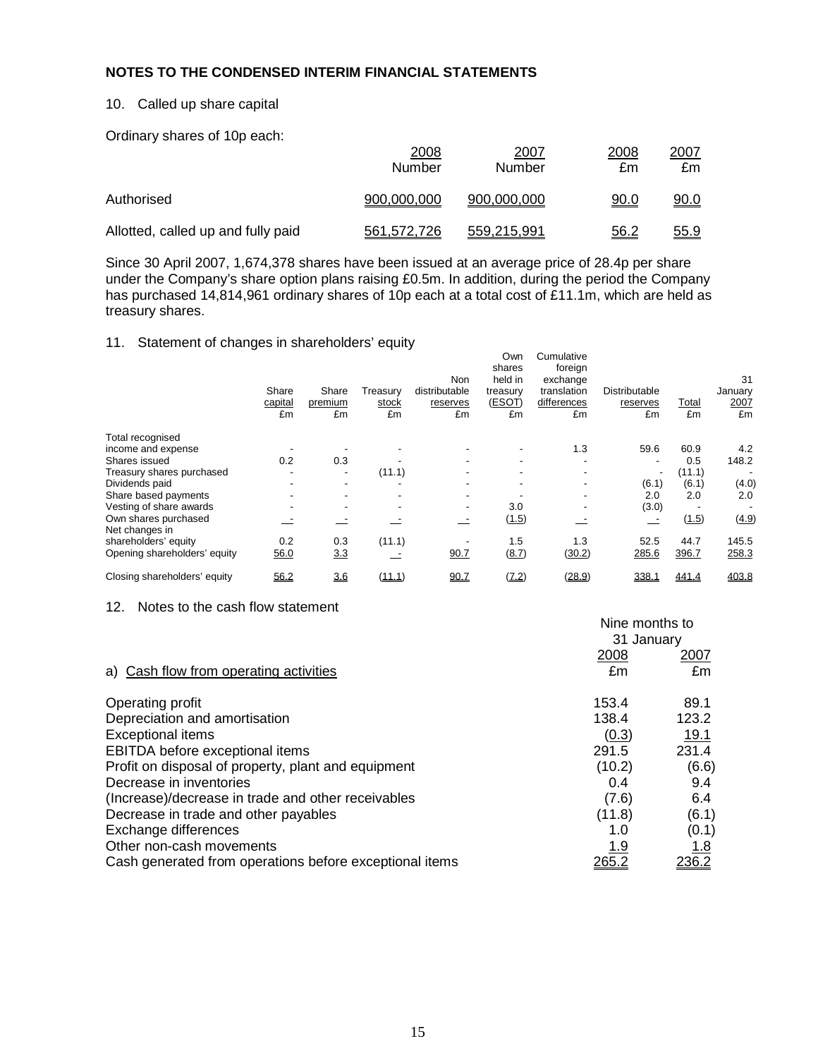**NOTES TO THE CONDENSED INTERIM FINANCIAL STATEMENTS**

10. Called up share capital

Ordinary shares of 10p each:

| | 2008 Number | 2007 Number | 2008 £m | 2007 £m |
|---|---|---|---|---|
| Authorised | 900,000,000 | 900,000,000 | 90.0 | 90.0 |
| Allotted, called up and fully paid | 561,572,726 | 559,215,991 | 56.2 | 55.9 |

Since 30 April 2007, 1,674,378 shares have been issued at an average price of 28.4p per share under the Company's share option plans raising £0.5m. In addition, during the period the Company has purchased 14,814,961 ordinary shares of 10p each at a total cost of £11.1m, which are held as treasury shares.

11. Statement of changes in shareholders' equity

| | Share capital £m | Share premium £m | Treasury stock £m | Non distributable reserves £m | Own shares held in treasury (ESOT) £m | Cumulative foreign exchange translation differences £m | Distributable reserves £m | Total £m | 31 January 2007 £m |
|---|---|---|---|---|---|---|---|---|---|
| Total recognised income and expense | - | - | - | - | - | 1.3 | 59.6 | 60.9 | 4.2 |
| Shares issued | 0.2 | 0.3 | - | - | - | - | - | 0.5 | 148.2 |
| Treasury shares purchased | - | - | (11.1) | - | - | - | - | (11.1) | - |
| Dividends paid | - | - | - | - | - | - | (6.1) | (6.1) | (4.0) |
| Share based payments | - | - | - | - | - | - | 2.0 | 2.0 | 2.0 |
| Vesting of share awards | - | - | - | - | 3.0 | - | (3.0) | - | - |
| Own shares purchased | - | - | - | - | (1.5) | - | - | (1.5) | (4.9) |
| Net changes in shareholders' equity | 0.2 | 0.3 | (11.1) | - | 1.5 | 1.3 | 52.5 | 44.7 | 145.5 |
| Opening shareholders' equity | 56.0 | 3.3 | - | 90.7 | (8.7) | (30.2) | 285.6 | 396.7 | 258.3 |
| Closing shareholders' equity | 56.2 | 3.6 | (11.1) | 90.7 | (7.2) | (28.9) | 338.1 | 441.4 | 403.8 |

12. Notes to the cash flow statement

| a) Cash flow from operating activities | Nine months to 31 January 2008 £m | Nine months to 31 January 2007 £m |
|---|---|---|
| Operating profit | 153.4 | 89.1 |
| Depreciation and amortisation | 138.4 | 123.2 |
| Exceptional items | (0.3) | 19.1 |
| EBITDA before exceptional items | 291.5 | 231.4 |
| Profit on disposal of property, plant and equipment | (10.2) | (6.6) |
| Decrease in inventories | 0.4 | 9.4 |
| (Increase)/decrease in trade and other receivables | (7.6) | 6.4 |
| Decrease in trade and other payables | (11.8) | (6.1) |
| Exchange differences | 1.0 | (0.1) |
| Other non-cash movements | 1.9 | 1.8 |
| Cash generated from operations before exceptional items | 265.2 | 236.2 |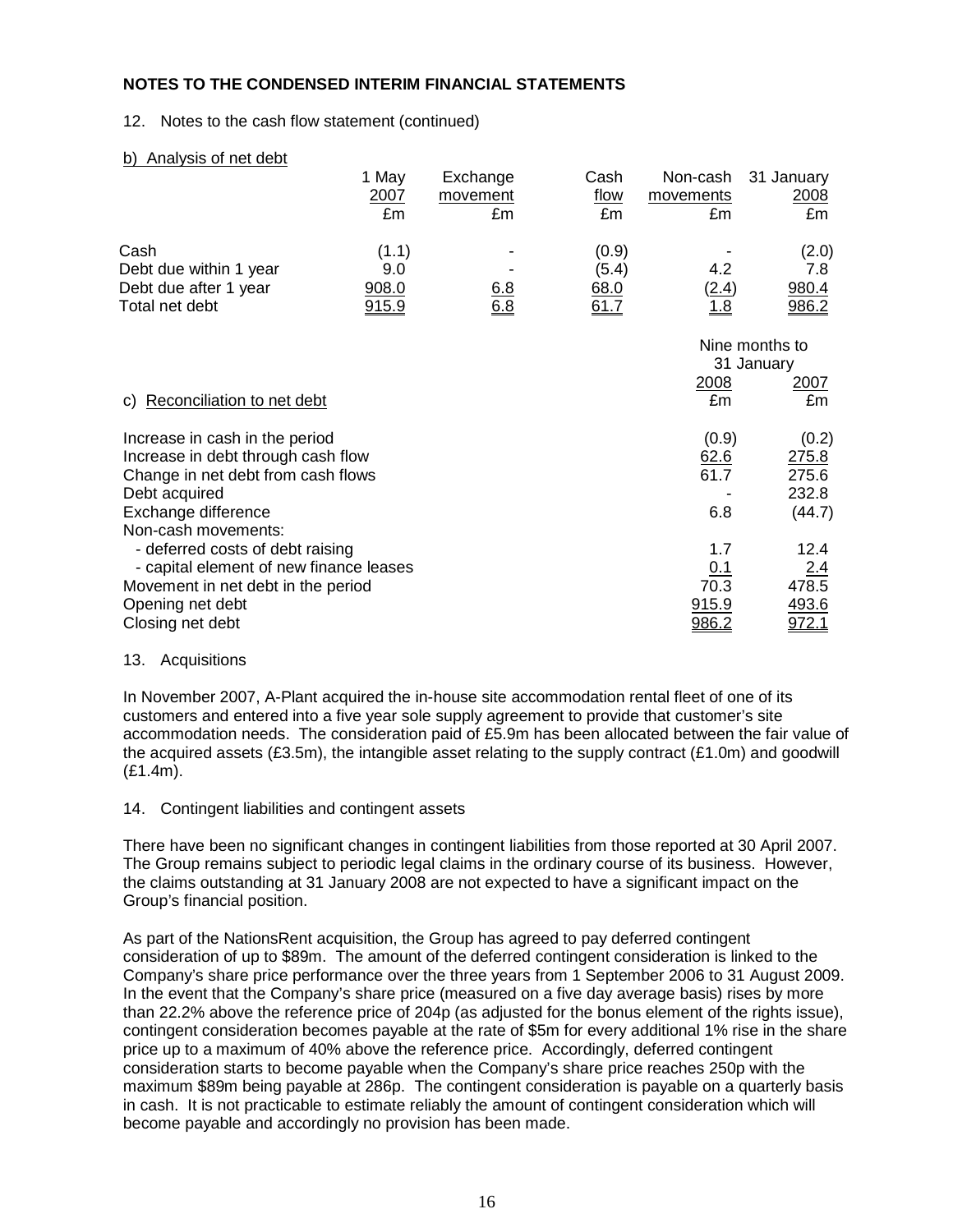## NOTES TO THE CONDENSED INTERIM FINANCIAL STATEMENTS

12. Notes to the cash flow statement (continued)

b) Analysis of net debt

| | 1 May 2007 | Exchange movement | Cash flow | Non-cash movements | 31 January 2008 |
|---|---|---|---|---|---|
| | £m | £m | £m | £m | £m |
| Cash | (1.1) | - | (0.9) | - | (2.0) |
| Debt due within 1 year | 9.0 | - | (5.4) | 4.2 | 7.8 |
| Debt due after 1 year | 908.0 | 6.8 | 68.0 | (2.4) | 980.4 |
| Total net debt | 915.9 | 6.8 | 61.7 | 1.8 | 986.2 |

c) Reconciliation to net debt

| | Nine months to 31 January 2008 | Nine months to 31 January 2007 |
|---|---|---|
| | £m | £m |
| Increase in cash in the period | (0.9) | (0.2) |
| Increase in debt through cash flow | 62.6 | 275.8 |
| Change in net debt from cash flows | 61.7 | 275.6 |
| Debt acquired | - | 232.8 |
| Exchange difference | 6.8 | (44.7) |
| Non-cash movements: | | |
| - deferred costs of debt raising | 1.7 | 12.4 |
| - capital element of new finance leases | 0.1 | 2.4 |
| Movement in net debt in the period | 70.3 | 478.5 |
| Opening net debt | 915.9 | 493.6 |
| Closing net debt | 986.2 | 972.1 |

13. Acquisitions

In November 2007, A-Plant acquired the in-house site accommodation rental fleet of one of its customers and entered into a five year sole supply agreement to provide that customer's site accommodation needs. The consideration paid of £5.9m has been allocated between the fair value of the acquired assets (£3.5m), the intangible asset relating to the supply contract (£1.0m) and goodwill (£1.4m).

14. Contingent liabilities and contingent assets

There have been no significant changes in contingent liabilities from those reported at 30 April 2007. The Group remains subject to periodic legal claims in the ordinary course of its business. However, the claims outstanding at 31 January 2008 are not expected to have a significant impact on the Group's financial position.

As part of the NationsRent acquisition, the Group has agreed to pay deferred contingent consideration of up to $89m. The amount of the deferred contingent consideration is linked to the Company's share price performance over the three years from 1 September 2006 to 31 August 2009. In the event that the Company's share price (measured on a five day average basis) rises by more than 22.2% above the reference price of 204p (as adjusted for the bonus element of the rights issue), contingent consideration becomes payable at the rate of $5m for every additional 1% rise in the share price up to a maximum of 40% above the reference price. Accordingly, deferred contingent consideration starts to become payable when the Company's share price reaches 250p with the maximum $89m being payable at 286p. The contingent consideration is payable on a quarterly basis in cash. It is not practicable to estimate reliably the amount of contingent consideration which will become payable and accordingly no provision has been made.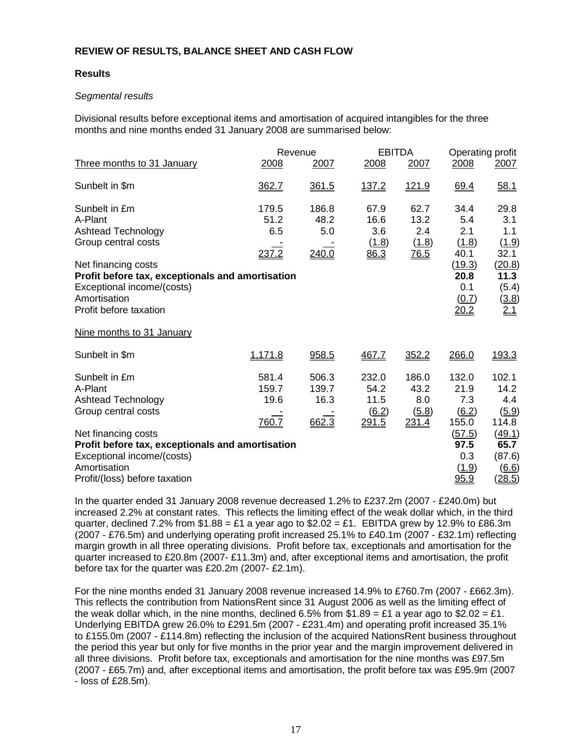**REVIEW OF RESULTS, BALANCE SHEET AND CASH FLOW**

**Results**

*Segmental results*

Divisional results before exceptional items and amortisation of acquired intangibles for the three months and nine months ended 31 January 2008 are summarised below:

| | Revenue | | EBITDA | | Operating profit | |
|---|---|---|---|---|---|---|
| Three months to 31 January | 2008 | 2007 | 2008 | 2007 | 2008 | 2007 |
| Sunbelt in $m | 362.7 | 361.5 | 137.2 | 121.9 | 69.4 | 58.1 |
| Sunbelt in £m | 179.5 | 186.8 | 67.9 | 62.7 | 34.4 | 29.8 |
| A-Plant | 51.2 | 48.2 | 16.6 | 13.2 | 5.4 | 3.1 |
| Ashtead Technology | 6.5 | 5.0 | 3.6 | 2.4 | 2.1 | 1.1 |
| Group central costs | - | - | (1.8) | (1.8) | (1.8) | (1.9) |
| | 237.2 | 240.0 | 86.3 | 76.5 | 40.1 | 32.1 |
| Net financing costs | | | | | (19.3) | (20.8) |
| **Profit before tax, exceptionals and amortisation** | | | | | **20.8** | **11.3** |
| Exceptional income/(costs) | | | | | 0.1 | (5.4) |
| Amortisation | | | | | (0.7) | (3.8) |
| Profit before taxation | | | | | 20.2 | 2.1 |
| Nine months to 31 January | | | | | | |
| Sunbelt in $m | 1,171.8 | 958.5 | 467.7 | 352.2 | 266.0 | 193.3 |
| Sunbelt in £m | 581.4 | 506.3 | 232.0 | 186.0 | 132.0 | 102.1 |
| A-Plant | 159.7 | 139.7 | 54.2 | 43.2 | 21.9 | 14.2 |
| Ashtead Technology | 19.6 | 16.3 | 11.5 | 8.0 | 7.3 | 4.4 |
| Group central costs | - | - | (6.2) | (5.8) | (6.2) | (5.9) |
| | 760.7 | 662.3 | 291.5 | 231.4 | 155.0 | 114.8 |
| Net financing costs | | | | | (57.5) | (49.1) |
| **Profit before tax, exceptionals and amortisation** | | | | | **97.5** | **65.7** |
| Exceptional income/(costs) | | | | | 0.3 | (87.6) |
| Amortisation | | | | | (1.9) | (6.6) |
| Profit/(loss) before taxation | | | | | 95.9 | (28.5) |

In the quarter ended 31 January 2008 revenue decreased 1.2% to £237.2m (2007 - £240.0m) but increased 2.2% at constant rates. This reflects the limiting effect of the weak dollar which, in the third quarter, declined 7.2% from $1.88 = £1 a year ago to $2.02 = £1. EBITDA grew by 12.9% to £86.3m (2007 - £76.5m) and underlying operating profit increased 25.1% to £40.1m (2007 - £32.1m) reflecting margin growth in all three operating divisions. Profit before tax, exceptionals and amortisation for the quarter increased to £20.8m (2007- £11.3m) and, after exceptional items and amortisation, the profit before tax for the quarter was £20.2m (2007- £2.1m).

For the nine months ended 31 January 2008 revenue increased 14.9% to £760.7m (2007 - £662.3m). This reflects the contribution from NationsRent since 31 August 2006 as well as the limiting effect of the weak dollar which, in the nine months, declined 6.5% from $1.89 = £1 a year ago to $2.02 = £1. Underlying EBITDA grew 26.0% to £291.5m (2007 - £231.4m) and operating profit increased 35.1% to £155.0m (2007 - £114.8m) reflecting the inclusion of the acquired NationsRent business throughout the period this year but only for five months in the prior year and the margin improvement delivered in all three divisions. Profit before tax, exceptionals and amortisation for the nine months was £97.5m (2007 - £65.7m) and, after exceptional items and amortisation, the profit before tax was £95.9m (2007 - loss of £28.5m).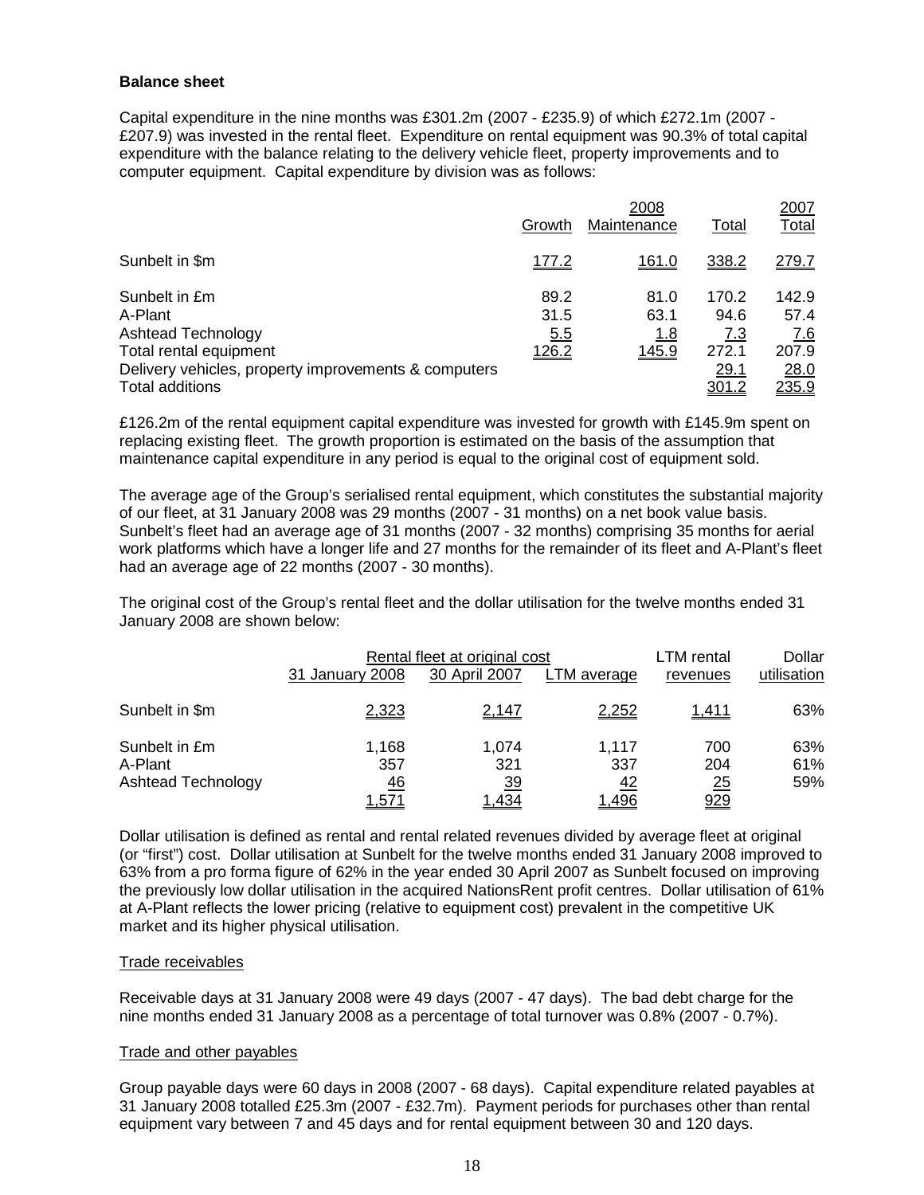**Balance sheet**

Capital expenditure in the nine months was £301.2m (2007 - £235.9) of which £272.1m (2007 - £207.9) was invested in the rental fleet. Expenditure on rental equipment was 90.3% of total capital expenditure with the balance relating to the delivery vehicle fleet, property improvements and to computer equipment. Capital expenditure by division was as follows:

| | 2008 | | | 2007 |
|---|---|---|---|---|
| | Growth | Maintenance | Total | Total |
| Sunbelt in $m | 177.2 | 161.0 | 338.2 | 279.7 |
| Sunbelt in £m | 89.2 | 81.0 | 170.2 | 142.9 |
| A-Plant | 31.5 | 63.1 | 94.6 | 57.4 |
| Ashtead Technology | 5.5 | 1.8 | 7.3 | 7.6 |
| Total rental equipment | 126.2 | 145.9 | 272.1 | 207.9 |
| Delivery vehicles, property improvements & computers | | | 29.1 | 28.0 |
| Total additions | | | 301.2 | 235.9 |

£126.2m of the rental equipment capital expenditure was invested for growth with £145.9m spent on replacing existing fleet. The growth proportion is estimated on the basis of the assumption that maintenance capital expenditure in any period is equal to the original cost of equipment sold.

The average age of the Group's serialised rental equipment, which constitutes the substantial majority of our fleet, at 31 January 2008 was 29 months (2007 - 31 months) on a net book value basis. Sunbelt's fleet had an average age of 31 months (2007 - 32 months) comprising 35 months for aerial work platforms which have a longer life and 27 months for the remainder of its fleet and A-Plant's fleet had an average age of 22 months (2007 - 30 months).

The original cost of the Group's rental fleet and the dollar utilisation for the twelve months ended 31 January 2008 are shown below:

| | Rental fleet at original cost | | | LTM rental | Dollar |
|---|---|---|---|---|---|
| | 31 January 2008 | 30 April 2007 | LTM average | revenues | utilisation |
| Sunbelt in $m | 2,323 | 2,147 | 2,252 | 1,411 | 63% |
| Sunbelt in £m | 1,168 | 1,074 | 1,117 | 700 | 63% |
| A-Plant | 357 | 321 | 337 | 204 | 61% |
| Ashtead Technology | 46 | 39 | 42 | 25 | 59% |
| | 1,571 | 1,434 | 1,496 | 929 | |

Dollar utilisation is defined as rental and rental related revenues divided by average fleet at original (or "first") cost. Dollar utilisation at Sunbelt for the twelve months ended 31 January 2008 improved to 63% from a pro forma figure of 62% in the year ended 30 April 2007 as Sunbelt focused on improving the previously low dollar utilisation in the acquired NationsRent profit centres. Dollar utilisation of 61% at A-Plant reflects the lower pricing (relative to equipment cost) prevalent in the competitive UK market and its higher physical utilisation.

Trade receivables

Receivable days at 31 January 2008 were 49 days (2007 - 47 days). The bad debt charge for the nine months ended 31 January 2008 as a percentage of total turnover was 0.8% (2007 - 0.7%).

Trade and other payables

Group payable days were 60 days in 2008 (2007 - 68 days). Capital expenditure related payables at 31 January 2008 totalled £25.3m (2007 - £32.7m). Payment periods for purchases other than rental equipment vary between 7 and 45 days and for rental equipment between 30 and 120 days.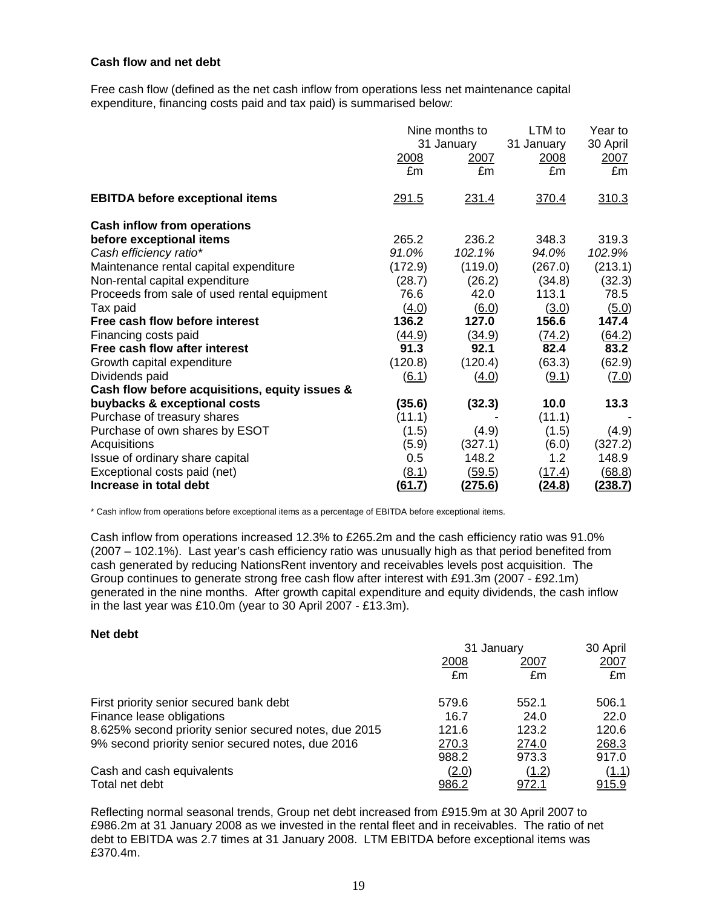**Cash flow and net debt**

Free cash flow (defined as the net cash inflow from operations less net maintenance capital expenditure, financing costs paid and tax paid) is summarised below:

| | Nine months to 31 January | | LTM to 31 January | Year to 30 April |
|---|---|---|---|---|
| | 2008 | 2007 | 2008 | 2007 |
| | £m | £m | £m | £m |
| **EBITDA before exceptional items** | 291.5 | 231.4 | 370.4 | 310.3 |
| **Cash inflow from operations before exceptional items** | 265.2 | 236.2 | 348.3 | 319.3 |
| *Cash efficiency ratio\** | *91.0%* | *102.1%* | *94.0%* | *102.9%* |
| Maintenance rental capital expenditure | (172.9) | (119.0) | (267.0) | (213.1) |
| Non-rental capital expenditure | (28.7) | (26.2) | (34.8) | (32.3) |
| Proceeds from sale of used rental equipment | 76.6 | 42.0 | 113.1 | 78.5 |
| Tax paid | (4.0) | (6.0) | (3.0) | (5.0) |
| **Free cash flow before interest** | **136.2** | **127.0** | **156.6** | **147.4** |
| Financing costs paid | (44.9) | (34.9) | (74.2) | (64.2) |
| **Free cash flow after interest** | **91.3** | **92.1** | **82.4** | **83.2** |
| Growth capital expenditure | (120.8) | (120.4) | (63.3) | (62.9) |
| Dividends paid | (6.1) | (4.0) | (9.1) | (7.0) |
| **Cash flow before acquisitions, equity issues & buybacks & exceptional costs** | **(35.6)** | **(32.3)** | **10.0** | **13.3** |
| Purchase of treasury shares | (11.1) | - | (11.1) | - |
| Purchase of own shares by ESOT | (1.5) | (4.9) | (1.5) | (4.9) |
| Acquisitions | (5.9) | (327.1) | (6.0) | (327.2) |
| Issue of ordinary share capital | 0.5 | 148.2 | 1.2 | 148.9 |
| Exceptional costs paid (net) | (8.1) | (59.5) | (17.4) | (68.8) |
| **Increase in total debt** | **(61.7)** | **(275.6)** | **(24.8)** | **(238.7)** |

\* Cash inflow from operations before exceptional items as a percentage of EBITDA before exceptional items.

Cash inflow from operations increased 12.3% to £265.2m and the cash efficiency ratio was 91.0% (2007 – 102.1%). Last year's cash efficiency ratio was unusually high as that period benefited from cash generated by reducing NationsRent inventory and receivables levels post acquisition. The Group continues to generate strong free cash flow after interest with £91.3m (2007 - £92.1m) generated in the nine months. After growth capital expenditure and equity dividends, the cash inflow in the last year was £10.0m (year to 30 April 2007 - £13.3m).

**Net debt**

| | 31 January | | 30 April |
|---|---|---|---|
| | 2008 | 2007 | 2007 |
| | £m | £m | £m |
| First priority senior secured bank debt | 579.6 | 552.1 | 506.1 |
| Finance lease obligations | 16.7 | 24.0 | 22.0 |
| 8.625% second priority senior secured notes, due 2015 | 121.6 | 123.2 | 120.6 |
| 9% second priority senior secured notes, due 2016 | 270.3 | 274.0 | 268.3 |
| | 988.2 | 973.3 | 917.0 |
| Cash and cash equivalents | (2.0) | (1.2) | (1.1) |
| Total net debt | 986.2 | 972.1 | 915.9 |

Reflecting normal seasonal trends, Group net debt increased from £915.9m at 30 April 2007 to £986.2m at 31 January 2008 as we invested in the rental fleet and in receivables. The ratio of net debt to EBITDA was 2.7 times at 31 January 2008. LTM EBITDA before exceptional items was £370.4m.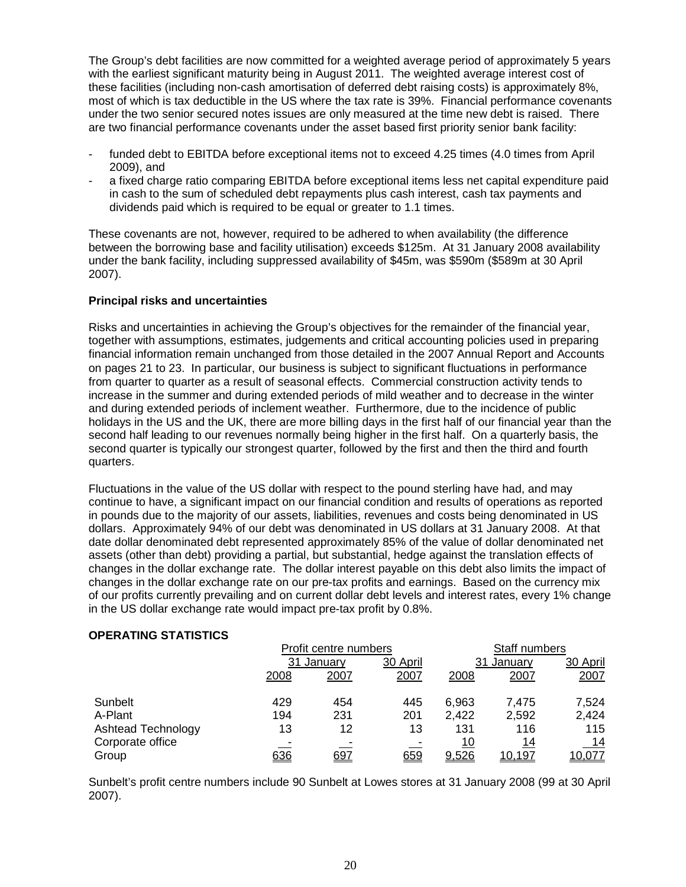The Group's debt facilities are now committed for a weighted average period of approximately 5 years with the earliest significant maturity being in August 2011. The weighted average interest cost of these facilities (including non-cash amortisation of deferred debt raising costs) is approximately 8%, most of which is tax deductible in the US where the tax rate is 39%. Financial performance covenants under the two senior secured notes issues are only measured at the time new debt is raised. There are two financial performance covenants under the asset based first priority senior bank facility:

- funded debt to EBITDA before exceptional items not to exceed 4.25 times (4.0 times from April 2009), and
- a fixed charge ratio comparing EBITDA before exceptional items less net capital expenditure paid in cash to the sum of scheduled debt repayments plus cash interest, cash tax payments and dividends paid which is required to be equal or greater to 1.1 times.

These covenants are not, however, required to be adhered to when availability (the difference between the borrowing base and facility utilisation) exceeds $125m. At 31 January 2008 availability under the bank facility, including suppressed availability of $45m, was $590m ($589m at 30 April 2007).

**Principal risks and uncertainties**

Risks and uncertainties in achieving the Group's objectives for the remainder of the financial year, together with assumptions, estimates, judgements and critical accounting policies used in preparing financial information remain unchanged from those detailed in the 2007 Annual Report and Accounts on pages 21 to 23. In particular, our business is subject to significant fluctuations in performance from quarter to quarter as a result of seasonal effects. Commercial construction activity tends to increase in the summer and during extended periods of mild weather and to decrease in the winter and during extended periods of inclement weather. Furthermore, due to the incidence of public holidays in the US and the UK, there are more billing days in the first half of our financial year than the second half leading to our revenues normally being higher in the first half. On a quarterly basis, the second quarter is typically our strongest quarter, followed by the first and then the third and fourth quarters.

Fluctuations in the value of the US dollar with respect to the pound sterling have had, and may continue to have, a significant impact on our financial condition and results of operations as reported in pounds due to the majority of our assets, liabilities, revenues and costs being denominated in US dollars. Approximately 94% of our debt was denominated in US dollars at 31 January 2008. At that date dollar denominated debt represented approximately 85% of the value of dollar denominated net assets (other than debt) providing a partial, but substantial, hedge against the translation effects of changes in the dollar exchange rate. The dollar interest payable on this debt also limits the impact of changes in the dollar exchange rate on our pre-tax profits and earnings. Based on the currency mix of our profits currently prevailing and on current dollar debt levels and interest rates, every 1% change in the US dollar exchange rate would impact pre-tax profit by 0.8%.

**OPERATING STATISTICS**

| | Profit centre numbers | | | Staff numbers | | |
|---|---|---|---|---|---|---|
| | 31 January | | 30 April | 31 January | | 30 April |
| | 2008 | 2007 | 2007 | 2008 | 2007 | 2007 |
| Sunbelt | 429 | 454 | 445 | 6,963 | 7,475 | 7,524 |
| A-Plant | 194 | 231 | 201 | 2,422 | 2,592 | 2,424 |
| Ashtead Technology | 13 | 12 | 13 | 131 | 116 | 115 |
| Corporate office | - | - | - | 10 | 14 | 14 |
| Group | 636 | 697 | 659 | 9,526 | 10,197 | 10,077 |

Sunbelt's profit centre numbers include 90 Sunbelt at Lowes stores at 31 January 2008 (99 at 30 April 2007).